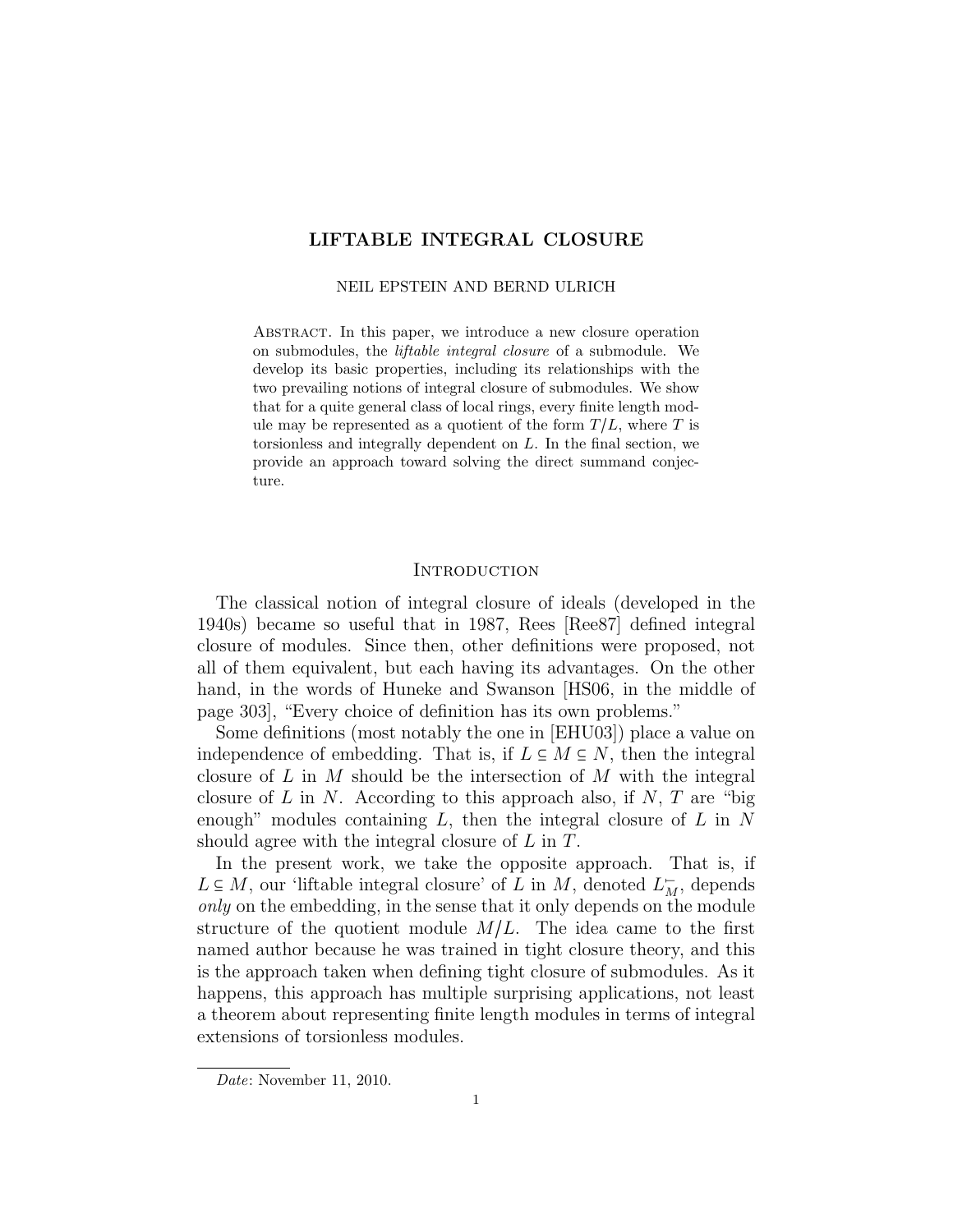# LIFTABLE INTEGRAL CLOSURE

NEIL EPSTEIN AND BERND ULRICH

Abstract. In this paper, we introduce a new closure operation on submodules, the *liftable integral closure* of a submodule. We develop its basic properties, including its relationships with the two prevailing notions of integral closure of submodules. We show that for a quite general class of local rings, every finite length module may be represented as a quotient of the form $T/L$, where $T$ is torsionless and integrally dependent on $L$. In the final section, we provide an approach toward solving the direct summand conjecture.

## Introduction

The classical notion of integral closure of ideals (developed in the 1940s) became so useful that in 1987, Rees [Ree87] defined integral closure of modules. Since then, other definitions were proposed, not all of them equivalent, but each having its advantages. On the other hand, in the words of Huneke and Swanson [HS06, in the middle of page 303], "Every choice of definition has its own problems."

Some definitions (most notably the one in [EHU03]) place a value on independence of embedding. That is, if $L \subseteq M \subseteq N$, then the integral closure of $L$ in $M$ should be the intersection of $M$ with the integral closure of $L$ in $N$. According to this approach also, if $N$, $T$ are "big enough" modules containing $L$, then the integral closure of $L$ in $N$ should agree with the integral closure of $L$ in $T$.

In the present work, we take the opposite approach. That is, if $L \subseteq M$, our 'liftable integral closure' of $L$ in $M$, denoted $L^{\leftharpoondown}_M$, depends *only* on the embedding, in the sense that it only depends on the module structure of the quotient module $M/L$. The idea came to the first named author because he was trained in tight closure theory, and this is the approach taken when defining tight closure of submodules. As it happens, this approach has multiple surprising applications, not least a theorem about representing finite length modules in terms of integral extensions of torsionless modules.

*Date*: November 11, 2010.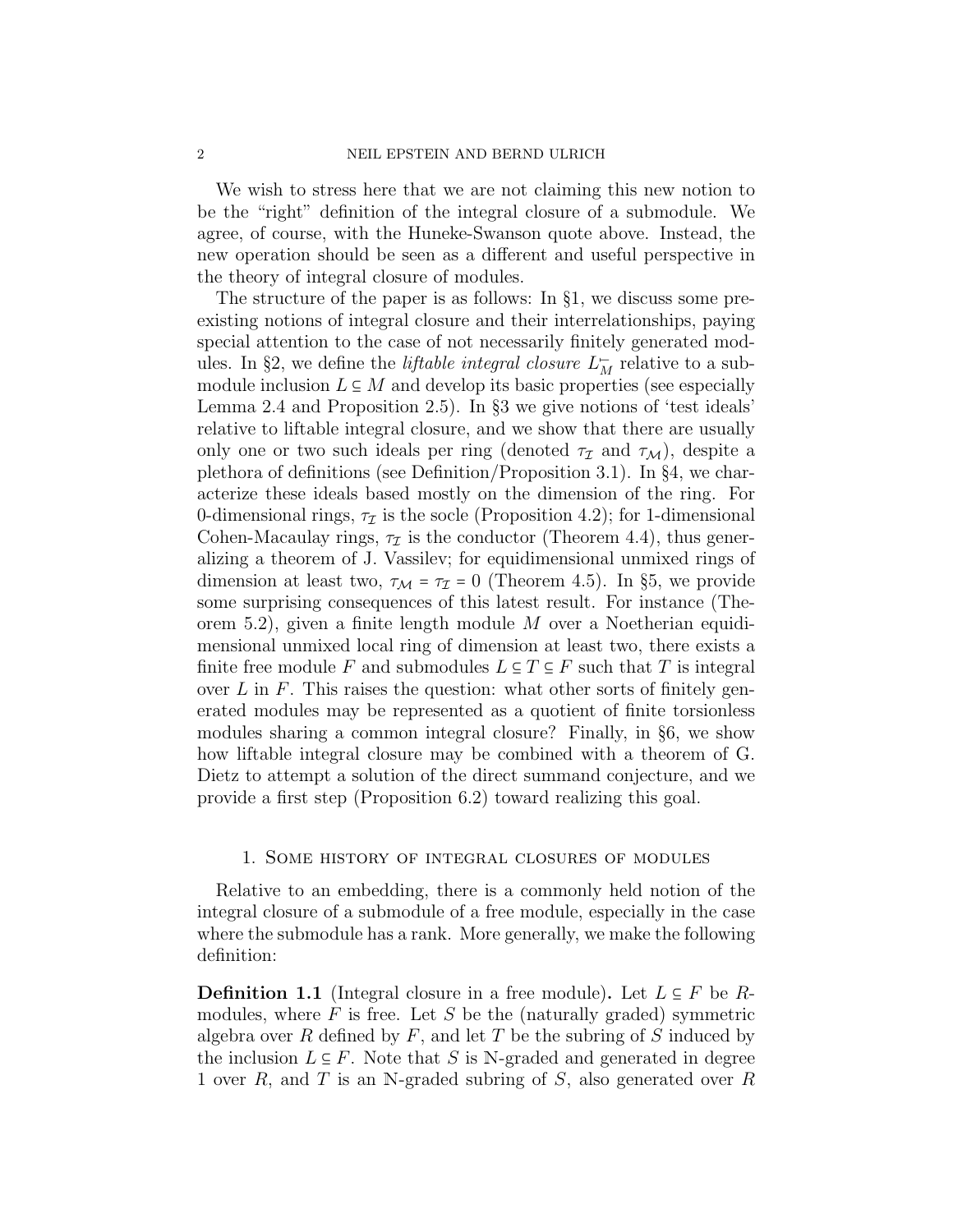We wish to stress here that we are not claiming this new notion to be the "right" definition of the integral closure of a submodule. We agree, of course, with the Huneke-Swanson quote above. Instead, the new operation should be seen as a different and useful perspective in the theory of integral closure of modules.

The structure of the paper is as follows: In §1, we discuss some preexisting notions of integral closure and their interrelationships, paying special attention to the case of not necessarily finitely generated modules. In §2, we define the *liftable integral closure* $L^{-}_{M}$ relative to a submodule inclusion $L \subseteq M$ and develop its basic properties (see especially Lemma 2.4 and Proposition 2.5). In §3 we give notions of 'test ideals' relative to liftable integral closure, and we show that there are usually only one or two such ideals per ring (denoted $\tau_{\mathcal{I}}$ and $\tau_{\mathcal{M}}$), despite a plethora of definitions (see Definition/Proposition 3.1). In §4, we characterize these ideals based mostly on the dimension of the ring. For 0-dimensional rings, $\tau_{\mathcal{I}}$ is the socle (Proposition 4.2); for 1-dimensional Cohen-Macaulay rings, $\tau_{\mathcal{I}}$ is the conductor (Theorem 4.4), thus generalizing a theorem of J. Vassilev; for equidimensional unmixed rings of dimension at least two, $\tau_{\mathcal{M}} = \tau_{\mathcal{I}} = 0$ (Theorem 4.5). In §5, we provide some surprising consequences of this latest result. For instance (Theorem 5.2), given a finite length module $M$ over a Noetherian equidimensional unmixed local ring of dimension at least two, there exists a finite free module $F$ and submodules $L \subseteq T \subseteq F$ such that $T$ is integral over $L$ in $F$. This raises the question: what other sorts of finitely generated modules may be represented as a quotient of finite torsionless modules sharing a common integral closure? Finally, in §6, we show how liftable integral closure may be combined with a theorem of G. Dietz to attempt a solution of the direct summand conjecture, and we provide a first step (Proposition 6.2) toward realizing this goal.

## 1. Some history of integral closures of modules

Relative to an embedding, there is a commonly held notion of the integral closure of a submodule of a free module, especially in the case where the submodule has a rank. More generally, we make the following definition:

**Definition 1.1** (Integral closure in a free module)**.** Let $L \subseteq F$ be $R$-modules, where $F$ is free. Let $S$ be the (naturally graded) symmetric algebra over $R$ defined by $F$, and let $T$ be the subring of $S$ induced by the inclusion $L \subseteq F$. Note that $S$ is $\mathbb{N}$-graded and generated in degree 1 over $R$, and $T$ is an $\mathbb{N}$-graded subring of $S$, also generated over $R$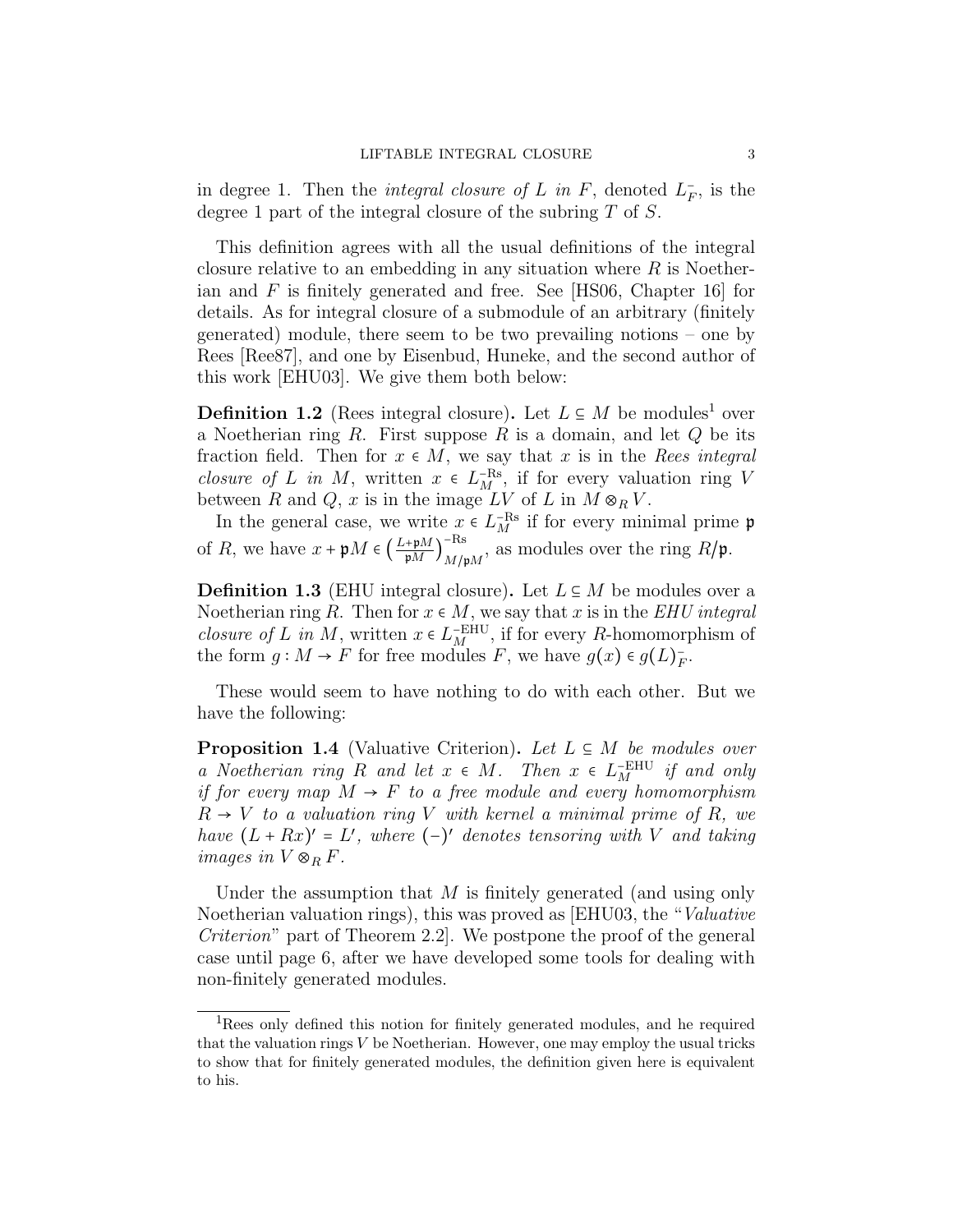in degree 1. Then the *integral closure of $L$ in $F$*, denoted $L^-_F$, is the degree 1 part of the integral closure of the subring $T$ of $S$.

This definition agrees with all the usual definitions of the integral closure relative to an embedding in any situation where $R$ is Noetherian and $F$ is finitely generated and free. See [HS06, Chapter 16] for details. As for integral closure of a submodule of an arbitrary (finitely generated) module, there seem to be two prevailing notions – one by Rees [Ree87], and one by Eisenbud, Huneke, and the second author of this work [EHU03]. We give them both below:

**Definition 1.2** (Rees integral closure). Let $L \subseteq M$ be modules[1] over a Noetherian ring $R$. First suppose $R$ is a domain, and let $Q$ be its fraction field. Then for $x \in M$, we say that $x$ is in the *Rees integral closure of $L$ in $M$*, written $x \in L^{-\mathrm{Rs}}_M$, if for every valuation ring $V$ between $R$ and $Q$, $x$ is in the image $LV$ of $L$ in $M \otimes_R V$.

In the general case, we write $x \in L^{-\mathrm{Rs}}_M$ if for every minimal prime $\mathfrak{p}$ of $R$, we have $x + \mathfrak{p}M \in \left(\frac{L+\mathfrak{p}M}{\mathfrak{p}M}\right)^{-\mathrm{Rs}}_{M/\mathfrak{p}M}$, as modules over the ring $R/\mathfrak{p}$.

**Definition 1.3** (EHU integral closure). Let $L \subseteq M$ be modules over a Noetherian ring $R$. Then for $x \in M$, we say that $x$ is in the *EHU integral closure of $L$ in $M$*, written $x \in L^{-\mathrm{EHU}}_M$, if for every $R$-homomorphism of the form $g : M \to F$ for free modules $F$, we have $g(x) \in g(L)^-_F$.

These would seem to have nothing to do with each other. But we have the following:

**Proposition 1.4** (Valuative Criterion). *Let $L \subseteq M$ be modules over a Noetherian ring $R$ and let $x \in M$. Then $x \in L^{-\mathrm{EHU}}_M$ if and only if for every map $M \to F$ to a free module and every homomorphism $R \to V$ to a valuation ring $V$ with kernel a minimal prime of $R$, we have $(L + Rx)' = L'$, where $(-)'$ denotes tensoring with $V$ and taking images in $V \otimes_R F$.*

Under the assumption that $M$ is finitely generated (and using only Noetherian valuation rings), this was proved as [EHU03, the "*Valuative Criterion*" part of Theorem 2.2]. We postpone the proof of the general case until page 6, after we have developed some tools for dealing with non-finitely generated modules.

---

[1] Rees only defined this notion for finitely generated modules, and he required that the valuation rings $V$ be Noetherian. However, one may employ the usual tricks to show that for finitely generated modules, the definition given here is equivalent to his.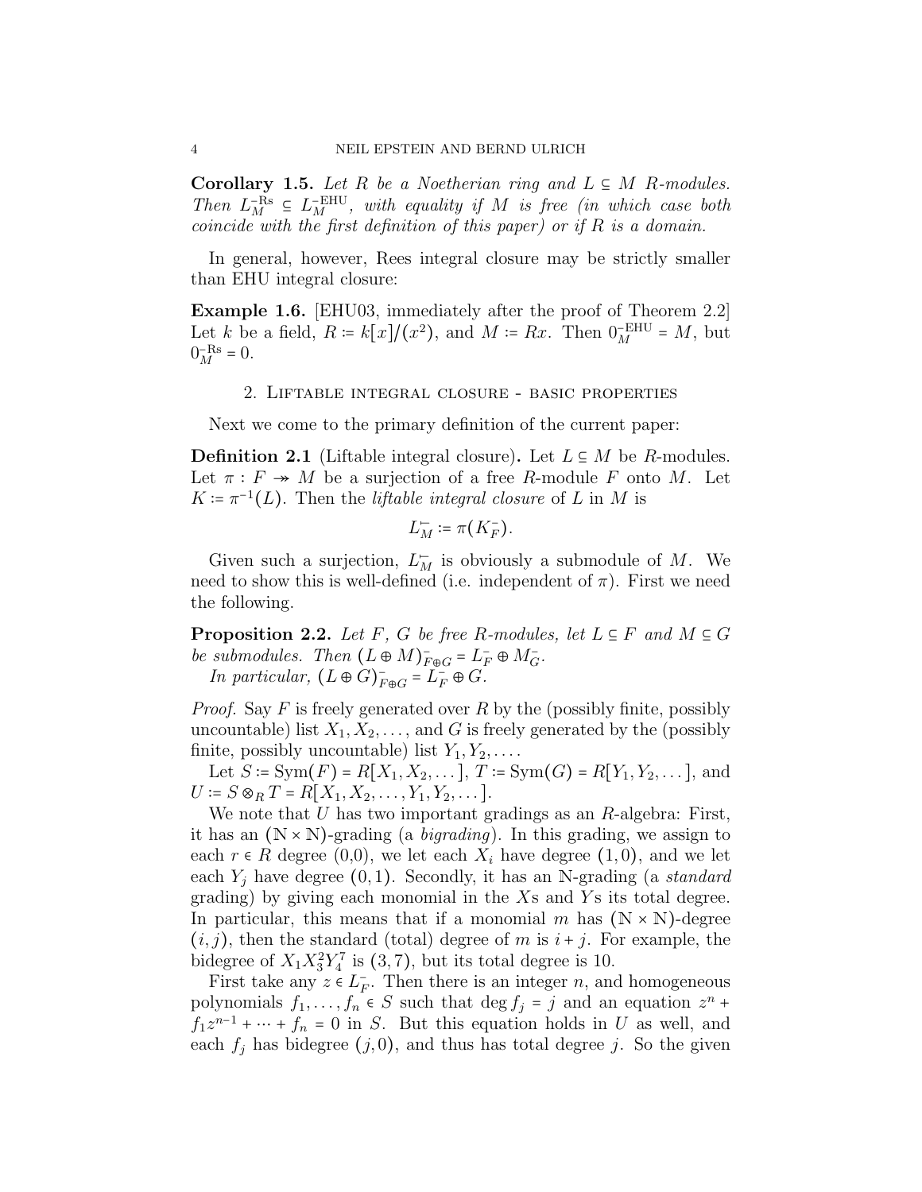**Corollary 1.5.** *Let $R$ be a Noetherian ring and $L \subseteq M$ $R$-modules. Then $L_M^{-\mathrm{Rs}} \subseteq L_M^{-\mathrm{EHU}}$, with equality if $M$ is free (in which case both coincide with the first definition of this paper) or if $R$ is a domain.*

In general, however, Rees integral closure may be strictly smaller than EHU integral closure:

**Example 1.6.** [EHU03, immediately after the proof of Theorem 2.2] Let $k$ be a field, $R := k[x]/(x^2)$, and $M := Rx$. Then $0_M^{-\mathrm{EHU}} = M$, but $0_M^{-\mathrm{Rs}} = 0$.

## 2. Liftable integral closure - basic properties

Next we come to the primary definition of the current paper:

**Definition 2.1** (Liftable integral closure)**.** Let $L \subseteq M$ be $R$-modules. Let $\pi : F \twoheadrightarrow M$ be a surjection of a free $R$-module $F$ onto $M$. Let $K := \pi^{-1}(L)$. Then the *liftable integral closure* of $L$ in $M$ is

$$L_M^{\smile} := \pi(K_F^-).$$

Given such a surjection, $L_M^{\smile}$ is obviously a submodule of $M$. We need to show this is well-defined (i.e. independent of $\pi$). First we need the following.

**Proposition 2.2.** *Let $F$, $G$ be free $R$-modules, let $L \subseteq F$ and $M \subseteq G$ be submodules. Then $(L \oplus M)_{F \oplus G}^- = L_F^- \oplus M_G^-$.*

*In particular, $(L \oplus G)_{F \oplus G}^- = L_F^- \oplus G$.*

*Proof.* Say $F$ is freely generated over $R$ by the (possibly finite, possibly uncountable) list $X_1, X_2, \dots$, and $G$ is freely generated by the (possibly finite, possibly uncountable) list $Y_1, Y_2, \dots$.

Let $S := \mathrm{Sym}(F) = R[X_1, X_2, \dots]$, $T := \mathrm{Sym}(G) = R[Y_1, Y_2, \dots]$, and $U := S \otimes_R T = R[X_1, X_2, \dots, Y_1, Y_2, \dots]$.

We note that $U$ has two important gradings as an $R$-algebra: First, it has an $(\mathbb{N} \times \mathbb{N})$-grading (a *bigrading*). In this grading, we assign to each $r \in R$ degree (0,0), we let each $X_i$ have degree $(1, 0)$, and we let each $Y_j$ have degree $(0, 1)$. Secondly, it has an $\mathbb{N}$-grading (a *standard* grading) by giving each monomial in the $X$s and $Y$s its total degree. In particular, this means that if a monomial $m$ has $(\mathbb{N} \times \mathbb{N})$-degree $(i, j)$, then the standard (total) degree of $m$ is $i + j$. For example, the bidegree of $X_1 X_3^2 Y_4^7$ is $(3, 7)$, but its total degree is 10.

First take any $z \in L_F^-$. Then there is an integer $n$, and homogeneous polynomials $f_1, \dots, f_n \in S$ such that $\deg f_j = j$ and an equation $z^n + f_1 z^{n-1} + \cdots + f_n = 0$ in $S$. But this equation holds in $U$ as well, and each $f_j$ has bidegree $(j, 0)$, and thus has total degree $j$. So the given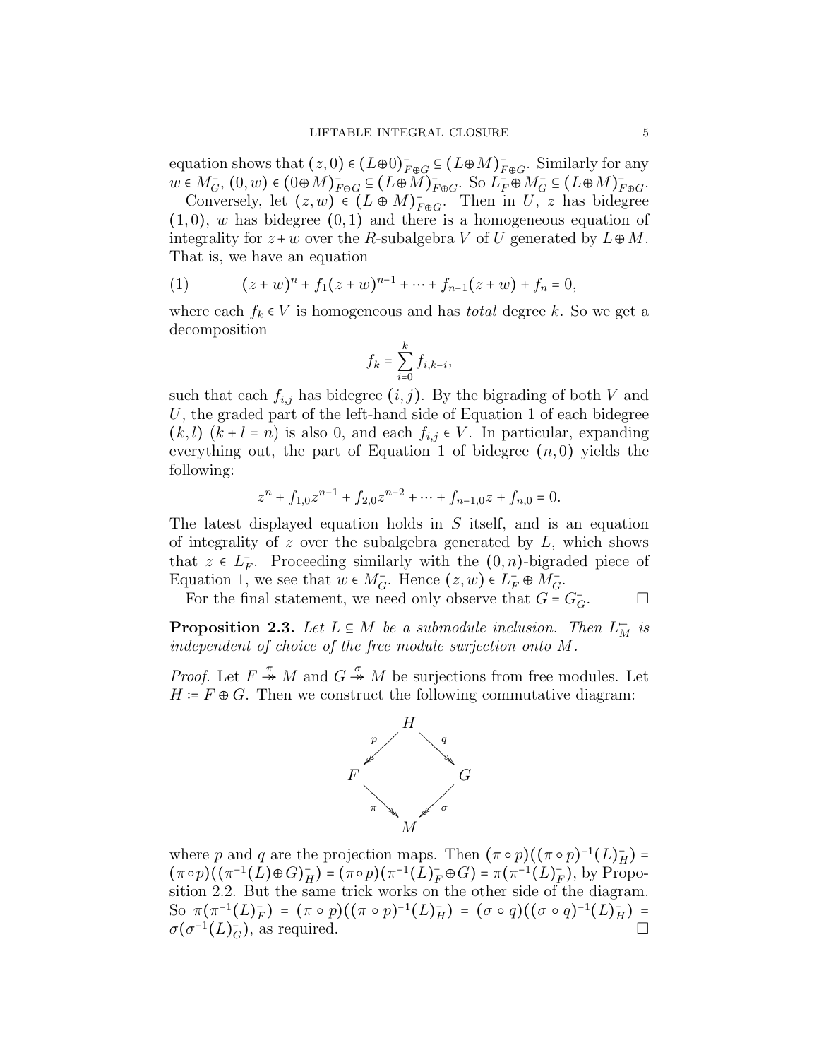equation shows that $(z,0) \in (L \oplus 0)^-_{F\oplus G} \subseteq (L \oplus M)^-_{F \oplus G}$. Similarly for any $w \in M^-_G$, $(0,w) \in (0 \oplus M)^-_{F\oplus G} \subseteq (L\oplus M)^-_{F\oplus G}$. So $L^-_F \oplus M^-_G \subseteq (L\oplus M)^-_{F\oplus G}$.

Conversely, let $(z,w) \in (L \oplus M)^-_{F\oplus G}$. Then in $U$, $z$ has bidegree $(1,0)$, $w$ has bidegree $(0,1)$ and there is a homogeneous equation of integrality for $z+w$ over the $R$-subalgebra $V$ of $U$ generated by $L \oplus M$. That is, we have an equation

$$(z+w)^n + f_1(z+w)^{n-1} + \cdots + f_{n-1}(z+w) + f_n = 0, \tag{1}$$

where each $f_k \in V$ is homogeneous and has *total* degree $k$. So we get a decomposition

$$f_k = \sum_{i=0}^{k} f_{i,k-i},$$

such that each $f_{i,j}$ has bidegree $(i,j)$. By the bigrading of both $V$ and $U$, the graded part of the left-hand side of Equation 1 of each bidegree $(k,l)$ $(k+l=n)$ is also 0, and each $f_{i,j} \in V$. In particular, expanding everything out, the part of Equation 1 of bidegree $(n,0)$ yields the following:

$$z^n + f_{1,0}z^{n-1} + f_{2,0}z^{n-2} + \cdots + f_{n-1,0}z + f_{n,0} = 0.$$

The latest displayed equation holds in $S$ itself, and is an equation of integrality of $z$ over the subalgebra generated by $L$, which shows that $z \in L^-_F$. Proceeding similarly with the $(0,n)$-bigraded piece of Equation 1, we see that $w \in M^-_G$. Hence $(z,w) \in L^-_F \oplus M^-_G$.

For the final statement, we need only observe that $G = G^-_G$. ☐

**Proposition 2.3.** *Let $L \subseteq M$ be a submodule inclusion. Then $L^{\leftarrow}_M$ is independent of choice of the free module surjection onto $M$.*

*Proof.* Let $F \overset{\pi}{\twoheadrightarrow} M$ and $G \overset{\sigma}{\twoheadrightarrow} M$ be surjections from free modules. Let $H := F \oplus G$. Then we construct the following commutative diagram:

$$\begin{array}{ccccc} & & H & & \\ & {\scriptstyle p}\swarrow & & \searrow{\scriptstyle q} & \\ F & & & & G \\ & {\scriptstyle \pi}\searrow & & \swarrow{\scriptstyle \sigma} & \\ & & M & & \end{array}$$

where $p$ and $q$ are the projection maps. Then $(\pi\circ p)((\pi\circ p)^{-1}(L)^-_H) = (\pi\circ p)((\pi^{-1}(L)\oplus G)^-_H) = (\pi\circ p)(\pi^{-1}(L)^-_F \oplus G) = \pi(\pi^{-1}(L)^-_F)$, by Proposition 2.2. But the same trick works on the other side of the diagram. So $\pi(\pi^{-1}(L)^-_F) = (\pi\circ p)((\pi\circ p)^{-1}(L)^-_H) = (\sigma\circ q)((\sigma\circ q)^{-1}(L)^-_H) = \sigma(\sigma^{-1}(L)^-_G)$, as required. ☐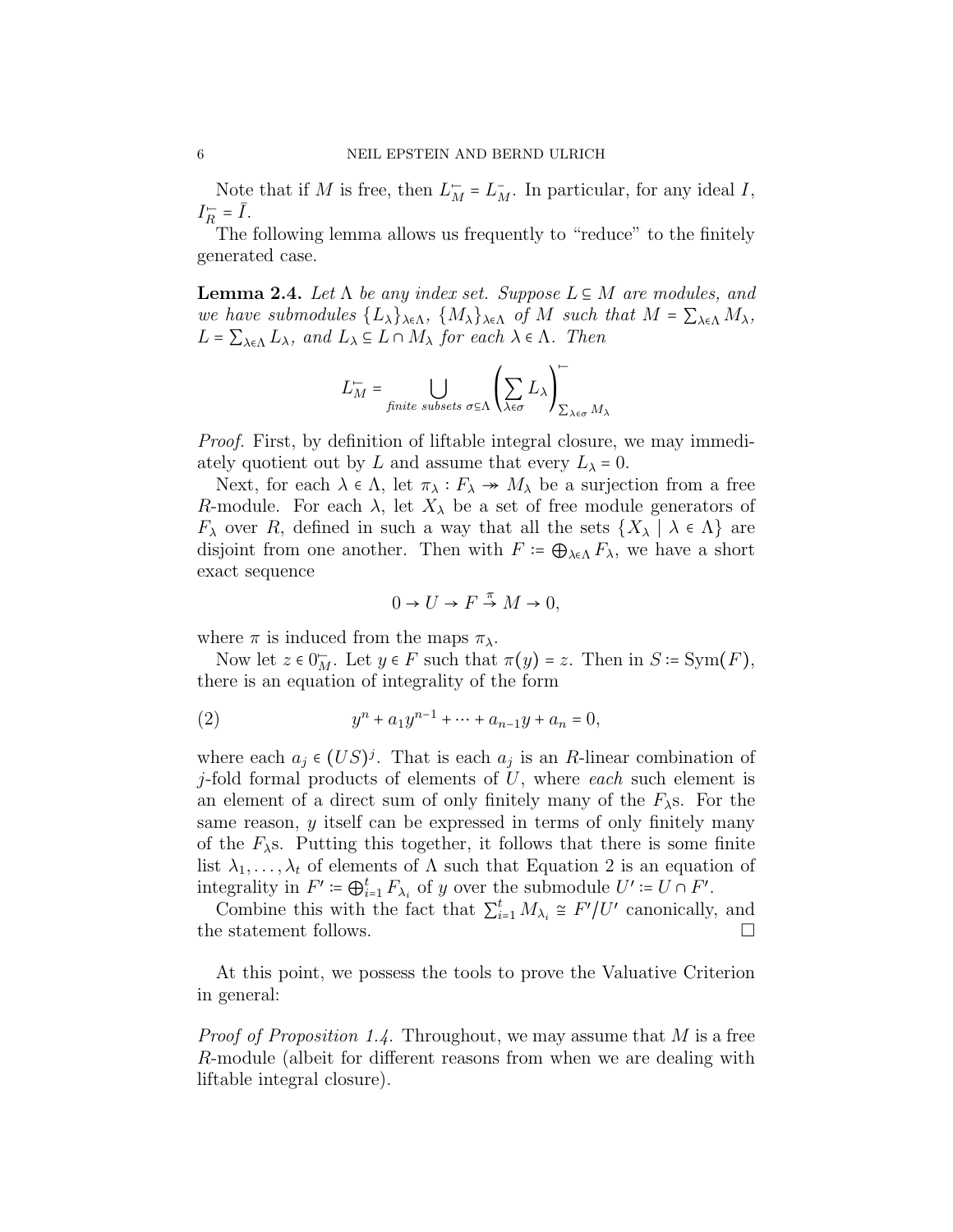Note that if $M$ is free, then $L_M^{\leftharpoondown} = L_M^{-}$. In particular, for any ideal $I$, $I_R^{\leftharpoondown} = \bar{I}$.

The following lemma allows us frequently to "reduce" to the finitely generated case.

**Lemma 2.4.** *Let $\Lambda$ be any index set. Suppose $L \subseteq M$ are modules, and we have submodules $\{L_\lambda\}_{\lambda \in \Lambda}$, $\{M_\lambda\}_{\lambda \in \Lambda}$ of $M$ such that $M = \sum_{\lambda \in \Lambda} M_\lambda$, $L = \sum_{\lambda \in \Lambda} L_\lambda$, and $L_\lambda \subseteq L \cap M_\lambda$ for each $\lambda \in \Lambda$. Then*

$$L_M^{\leftharpoondown} = \bigcup_{\textit{finite subsets } \sigma \subseteq \Lambda} \left( \sum_{\lambda \in \sigma} L_\lambda \right)^{\leftharpoondown}_{\sum_{\lambda \in \sigma} M_\lambda}$$

*Proof.* First, by definition of liftable integral closure, we may immediately quotient out by $L$ and assume that every $L_\lambda = 0$.

Next, for each $\lambda \in \Lambda$, let $\pi_\lambda : F_\lambda \twoheadrightarrow M_\lambda$ be a surjection from a free $R$-module. For each $\lambda$, let $X_\lambda$ be a set of free module generators of $F_\lambda$ over $R$, defined in such a way that all the sets $\{X_\lambda \mid \lambda \in \Lambda\}$ are disjoint from one another. Then with $F := \bigoplus_{\lambda \in \Lambda} F_\lambda$, we have a short exact sequence

$$0 \to U \to F \xrightarrow{\pi} M \to 0,$$

where $\pi$ is induced from the maps $\pi_\lambda$.

Now let $z \in 0_M^{\leftharpoondown}$. Let $y \in F$ such that $\pi(y) = z$. Then in $S := \mathrm{Sym}(F)$, there is an equation of integrality of the form

$$y^n + a_1 y^{n-1} + \cdots + a_{n-1} y + a_n = 0, \tag{2}$$

where each $a_j \in (US)^j$. That is each $a_j$ is an $R$-linear combination of $j$-fold formal products of elements of $U$, where *each* such element is an element of a direct sum of only finitely many of the $F_\lambda$s. For the same reason, $y$ itself can be expressed in terms of only finitely many of the $F_\lambda$s. Putting this together, it follows that there is some finite list $\lambda_1, \dots, \lambda_t$ of elements of $\Lambda$ such that Equation 2 is an equation of integrality in $F' := \bigoplus_{i=1}^t F_{\lambda_i}$ of $y$ over the submodule $U' := U \cap F'$.

Combine this with the fact that $\sum_{i=1}^t M_{\lambda_i} \cong F'/U'$ canonically, and the statement follows. $\square$

At this point, we possess the tools to prove the Valuative Criterion in general:

*Proof of Proposition 1.4.* Throughout, we may assume that $M$ is a free $R$-module (albeit for different reasons from when we are dealing with liftable integral closure).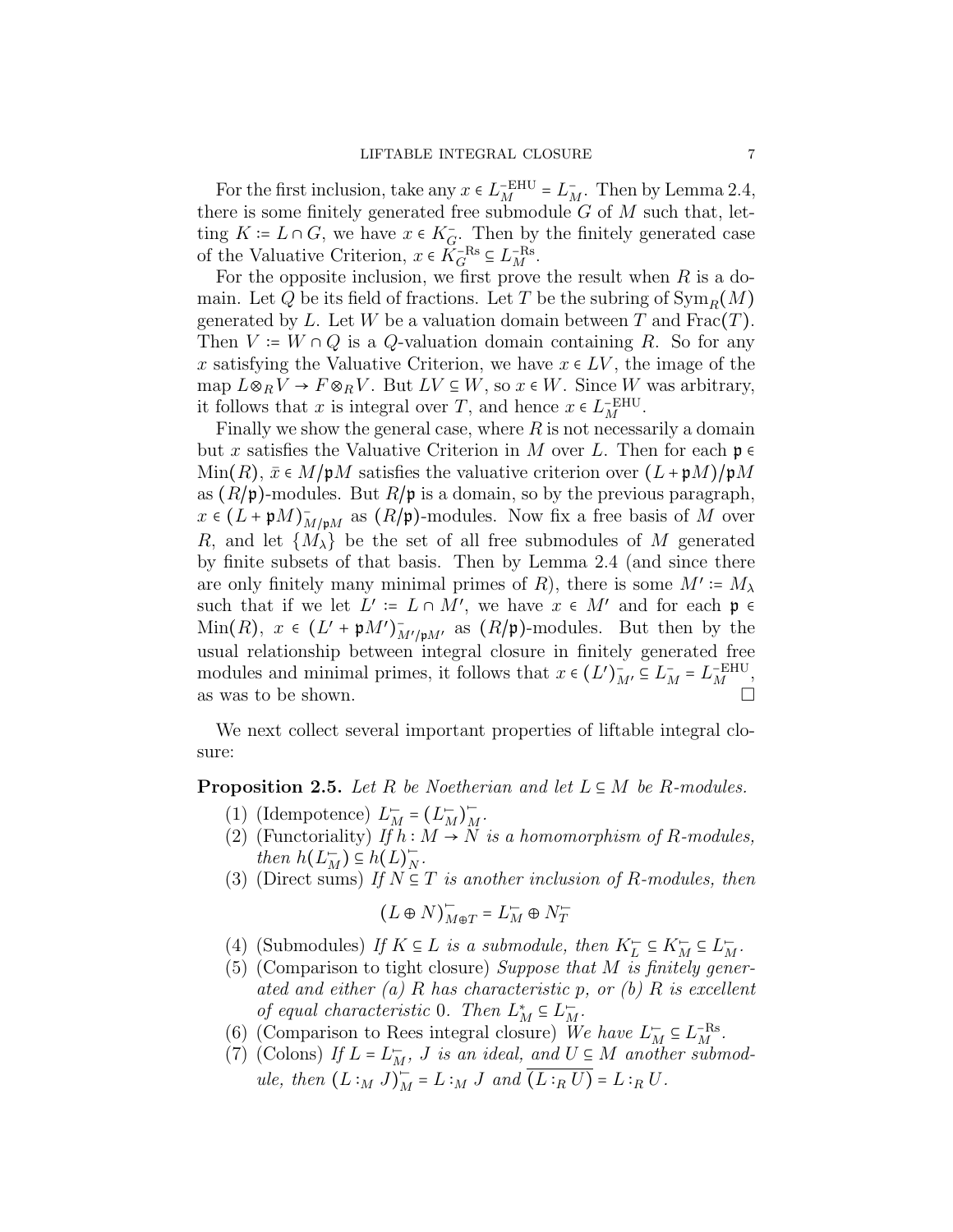For the first inclusion, take any $x \in L_M^{-\text{EHU}} = L_M^-$. Then by Lemma 2.4, there is some finitely generated free submodule $G$ of $M$ such that, letting $K := L \cap G$, we have $x \in K_G^-$. Then by the finitely generated case of the Valuative Criterion, $x \in K_G^{-\text{Rs}} \subseteq L_M^{-\text{Rs}}$.

For the opposite inclusion, we first prove the result when $R$ is a domain. Let $Q$ be its field of fractions. Let $T$ be the subring of $\text{Sym}_R(M)$ generated by $L$. Let $W$ be a valuation domain between $T$ and $\text{Frac}(T)$. Then $V := W \cap Q$ is a $Q$-valuation domain containing $R$. So for any $x$ satisfying the Valuative Criterion, we have $x \in LV$, the image of the map $L \otimes_R V \to F \otimes_R V$. But $LV \subseteq W$, so $x \in W$. Since $W$ was arbitrary, it follows that $x$ is integral over $T$, and hence $x \in L_M^{-\text{EHU}}$.

Finally we show the general case, where $R$ is not necessarily a domain but $x$ satisfies the Valuative Criterion in $M$ over $L$. Then for each $\mathfrak{p} \in \text{Min}(R)$, $\bar{x} \in M/\mathfrak{p}M$ satisfies the valuative criterion over $(L + \mathfrak{p}M)/\mathfrak{p}M$ as $(R/\mathfrak{p})$-modules. But $R/\mathfrak{p}$ is a domain, so by the previous paragraph, $x \in (L + \mathfrak{p}M)^-_{M/\mathfrak{p}M}$ as $(R/\mathfrak{p})$-modules. Now fix a free basis of $M$ over $R$, and let $\{M_\lambda\}$ be the set of all free submodules of $M$ generated by finite subsets of that basis. Then by Lemma 2.4 (and since there are only finitely many minimal primes of $R$), there is some $M' := M_\lambda$ such that if we let $L' := L \cap M'$, we have $x \in M'$ and for each $\mathfrak{p} \in \text{Min}(R)$, $x \in (L' + \mathfrak{p}M')^-_{M'/\mathfrak{p}M'}$ as $(R/\mathfrak{p})$-modules. But then by the usual relationship between integral closure in finitely generated free modules and minimal primes, it follows that $x \in (L')^-_{M'} \subseteq L_M^- = L_M^{-\text{EHU}}$, as was to be shown. $\square$

We next collect several important properties of liftable integral closure:

**Proposition 2.5.** *Let $R$ be Noetherian and let $L \subseteq M$ be $R$-modules.*

1. (Idempotence) $L_M^{\leftharpoonup} = (L_M^{\leftharpoonup})_M^{\leftharpoonup}$.
2. (Functoriality) *If $h : M \to N$ is a homomorphism of $R$-modules, then $h(L_M^{\leftharpoonup}) \subseteq h(L)_N^{\leftharpoonup}$.*
3. (Direct sums) *If $N \subseteq T$ is another inclusion of $R$-modules, then*
$$(L \oplus N)_{M \oplus T}^{\leftharpoonup} = L_M^{\leftharpoonup} \oplus N_T^{\leftharpoonup}$$
4. (Submodules) *If $K \subseteq L$ is a submodule, then $K_L^{\leftharpoonup} \subseteq K_M^{\leftharpoonup} \subseteq L_M^{\leftharpoonup}$.*
5. (Comparison to tight closure) *Suppose that $M$ is finitely generated and either (a) $R$ has characteristic $p$, or (b) $R$ is excellent of equal characteristic $0$. Then $L_M^* \subseteq L_M^{\leftharpoonup}$.*
6. (Comparison to Rees integral closure) *We have $L_M^{\leftharpoonup} \subseteq L_M^{-\text{Rs}}$.*
7. (Colons) *If $L = L_M^{\leftharpoonup}$, $J$ is an ideal, and $U \subseteq M$ another submodule, then $(L :_M J)_M^{\leftharpoonup} = L :_M J$ and $\overline{(L :_R U)} = L :_R U$.*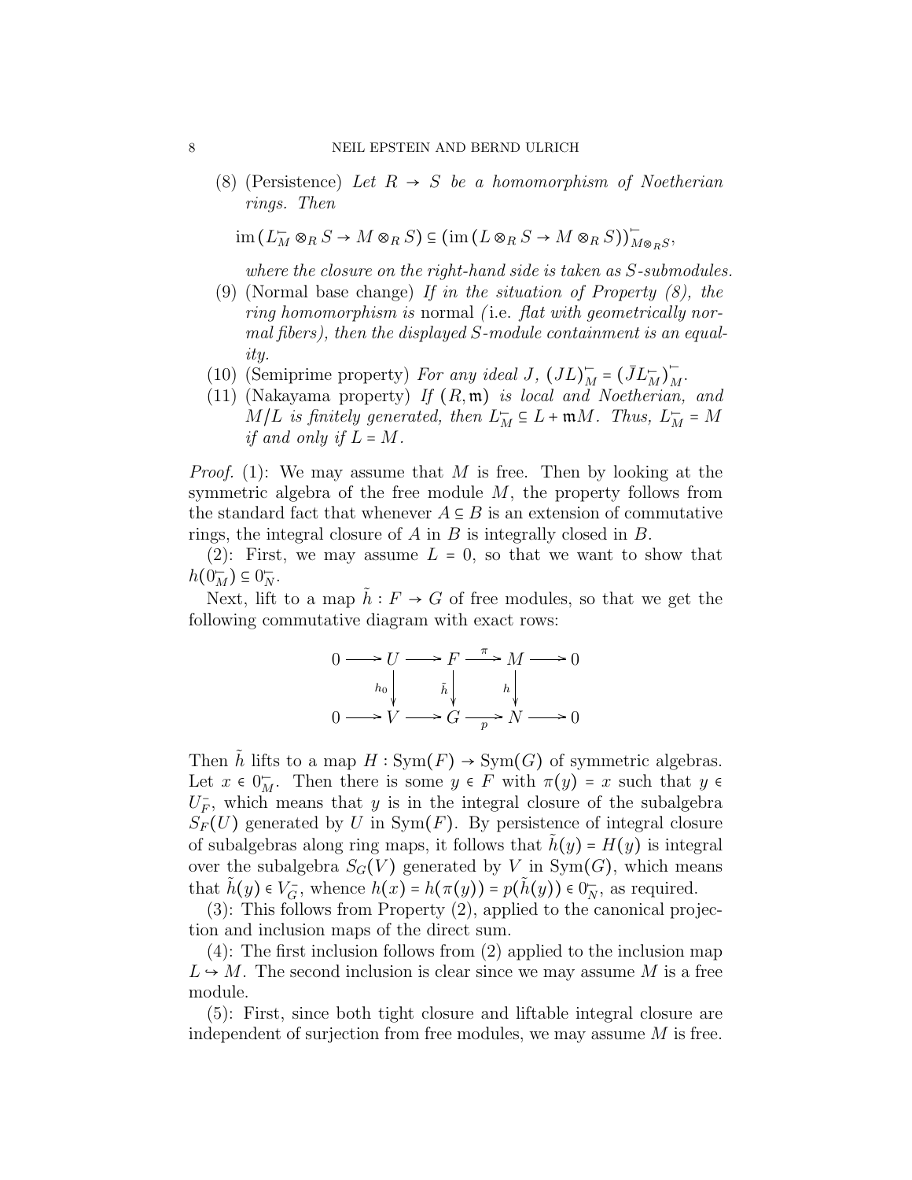(8) (Persistence) *Let $R \to S$ be a homomorphism of Noetherian rings. Then*

$$\operatorname{im}(L^{\leftharpoondown}_M \otimes_R S \to M \otimes_R S) \subseteq (\operatorname{im}(L \otimes_R S \to M \otimes_R S))^{\leftharpoondown}_{M \otimes_R S},$$

*where the closure on the right-hand side is taken as $S$-submodules.*

(9) (Normal base change) *If in the situation of Property (8), the ring homomorphism is* normal *(*i.e. *flat with geometrically normal fibers), then the displayed $S$-module containment is an equality.*

(10) (Semiprime property) *For any ideal $J$, $(JL)^{\leftharpoondown}_M = (\bar{J}L^{\leftharpoondown}_M)^{\leftharpoondown}_M$.*

(11) (Nakayama property) *If $(R, \mathfrak{m})$ is local and Noetherian, and $M/L$ is finitely generated, then $L^{\leftharpoondown}_M \subseteq L + \mathfrak{m}M$. Thus, $L^{\leftharpoondown}_M = M$ if and only if $L = M$.*

*Proof.* (1): We may assume that $M$ is free. Then by looking at the symmetric algebra of the free module $M$, the property follows from the standard fact that whenever $A \subseteq B$ is an extension of commutative rings, the integral closure of $A$ in $B$ is integrally closed in $B$.

(2): First, we may assume $L = 0$, so that we want to show that $h(0^{\leftharpoondown}_M) \subseteq 0^{\leftharpoondown}_N$.

Next, lift to a map $\tilde{h} : F \to G$ of free modules, so that we get the following commutative diagram with exact rows:

$$\begin{array}{ccccccccc}
0 & \longrightarrow & U & \longrightarrow & F & \xrightarrow{\pi} & M & \longrightarrow & 0 \\
 & & \downarrow{\scriptstyle h_0} & & \downarrow{\scriptstyle \tilde{h}} & & \downarrow{\scriptstyle h} & & \\
0 & \longrightarrow & V & \longrightarrow & G & \xrightarrow{p} & N & \longrightarrow & 0
\end{array}$$

Then $\tilde{h}$ lifts to a map $H : \operatorname{Sym}(F) \to \operatorname{Sym}(G)$ of symmetric algebras. Let $x \in 0^{\leftharpoondown}_M$. Then there is some $y \in F$ with $\pi(y) = x$ such that $y \in U^{-}_F$, which means that $y$ is in the integral closure of the subalgebra $S_F(U)$ generated by $U$ in $\operatorname{Sym}(F)$. By persistence of integral closure of subalgebras along ring maps, it follows that $\tilde{h}(y) = H(y)$ is integral over the subalgebra $S_G(V)$ generated by $V$ in $\operatorname{Sym}(G)$, which means that $\tilde{h}(y) \in V^{-}_G$, whence $h(x) = h(\pi(y)) = p(\tilde{h}(y)) \in 0^{\leftharpoondown}_N$, as required.

(3): This follows from Property (2), applied to the canonical projection and inclusion maps of the direct sum.

(4): The first inclusion follows from (2) applied to the inclusion map $L \hookrightarrow M$. The second inclusion is clear since we may assume $M$ is a free module.

(5): First, since both tight closure and liftable integral closure are independent of surjection from free modules, we may assume $M$ is free.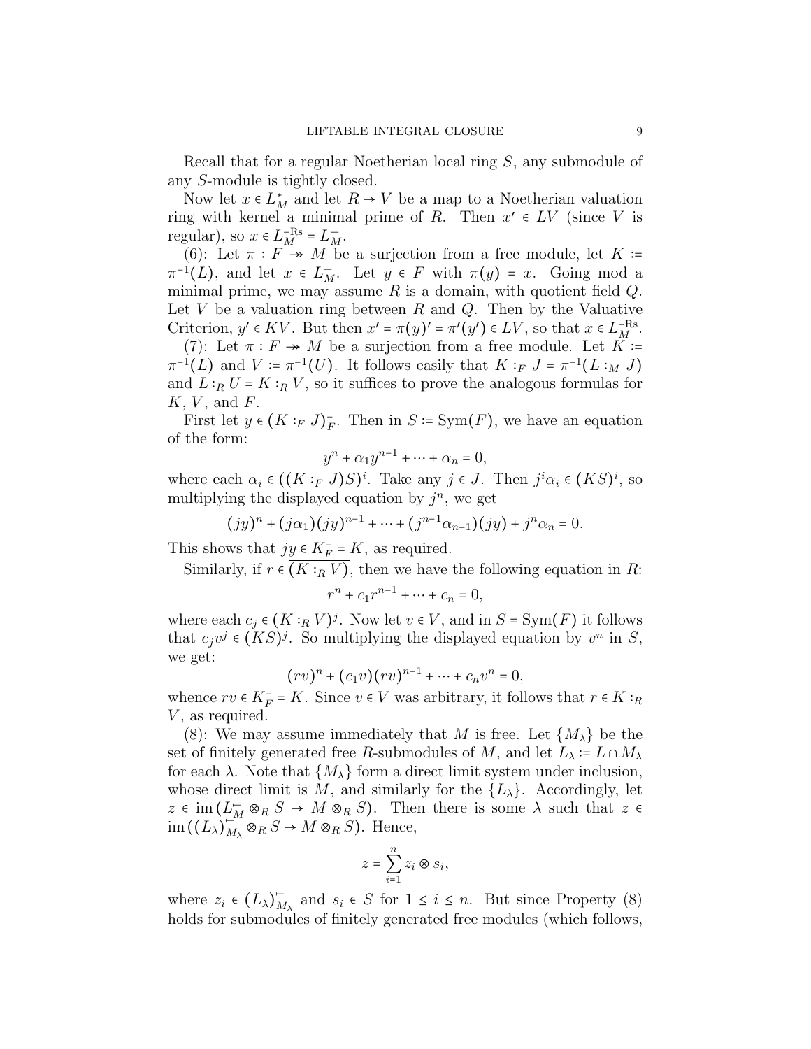Recall that for a regular Noetherian local ring $S$, any submodule of any $S$-module is tightly closed.

Now let $x \in L_M^*$ and let $R \to V$ be a map to a Noetherian valuation ring with kernel a minimal prime of $R$. Then $x' \in LV$ (since $V$ is regular), so $x \in L_M^{-\mathrm{Rs}} = L_M^{\leftharpoondown}$.

(6): Let $\pi : F \twoheadrightarrow M$ be a surjection from a free module, let $K := \pi^{-1}(L)$, and let $x \in L_M^{\leftharpoondown}$. Let $y \in F$ with $\pi(y) = x$. Going mod a minimal prime, we may assume $R$ is a domain, with quotient field $Q$. Let $V$ be a valuation ring between $R$ and $Q$. Then by the Valuative Criterion, $y' \in KV$. But then $x' = \pi(y)' = \pi'(y') \in LV$, so that $x \in L_M^{-\mathrm{Rs}}$.

(7): Let $\pi : F \twoheadrightarrow M$ be a surjection from a free module. Let $K := \pi^{-1}(L)$ and $V := \pi^{-1}(U)$. It follows easily that $K :_F J = \pi^{-1}(L :_M J)$ and $L :_R U = K :_R V$, so it suffices to prove the analogous formulas for $K$, $V$, and $F$.

First let $y \in (K :_F J)_F^-$. Then in $S := \mathrm{Sym}(F)$, we have an equation of the form:

$$y^n + \alpha_1 y^{n-1} + \cdots + \alpha_n = 0,$$

where each $\alpha_i \in ((K :_F J)S)^i$. Take any $j \in J$. Then $j^i \alpha_i \in (KS)^i$, so multiplying the displayed equation by $j^n$, we get

$$(jy)^n + (j\alpha_1)(jy)^{n-1} + \cdots + (j^{n-1}\alpha_{n-1})(jy) + j^n \alpha_n = 0.$$

This shows that $jy \in K_F^- = K$, as required.

Similarly, if $r \in \overline{(K :_R V)}$, then we have the following equation in $R$:

$$r^n + c_1 r^{n-1} + \cdots + c_n = 0,$$

where each $c_j \in (K :_R V)^j$. Now let $v \in V$, and in $S = \mathrm{Sym}(F)$ it follows that $c_j v^j \in (KS)^j$. So multiplying the displayed equation by $v^n$ in $S$, we get:

$$(rv)^n + (c_1 v)(rv)^{n-1} + \cdots + c_n v^n = 0,$$

whence $rv \in K_F^- = K$. Since $v \in V$ was arbitrary, it follows that $r \in K :_R V$, as required.

(8): We may assume immediately that $M$ is free. Let $\{M_\lambda\}$ be the set of finitely generated free $R$-submodules of $M$, and let $L_\lambda := L \cap M_\lambda$ for each $\lambda$. Note that $\{M_\lambda\}$ form a direct limit system under inclusion, whose direct limit is $M$, and similarly for the $\{L_\lambda\}$. Accordingly, let $z \in \operatorname{im}(L_M^{\leftharpoondown} \otimes_R S \to M \otimes_R S)$. Then there is some $\lambda$ such that $z \in \operatorname{im}((L_\lambda)_{M_\lambda}^{\leftharpoondown} \otimes_R S \to M \otimes_R S)$. Hence,

$$z = \sum_{i=1}^n z_i \otimes s_i,$$

where $z_i \in (L_\lambda)_{M_\lambda}^{\leftharpoondown}$ and $s_i \in S$ for $1 \le i \le n$. But since Property (8) holds for submodules of finitely generated free modules (which follows,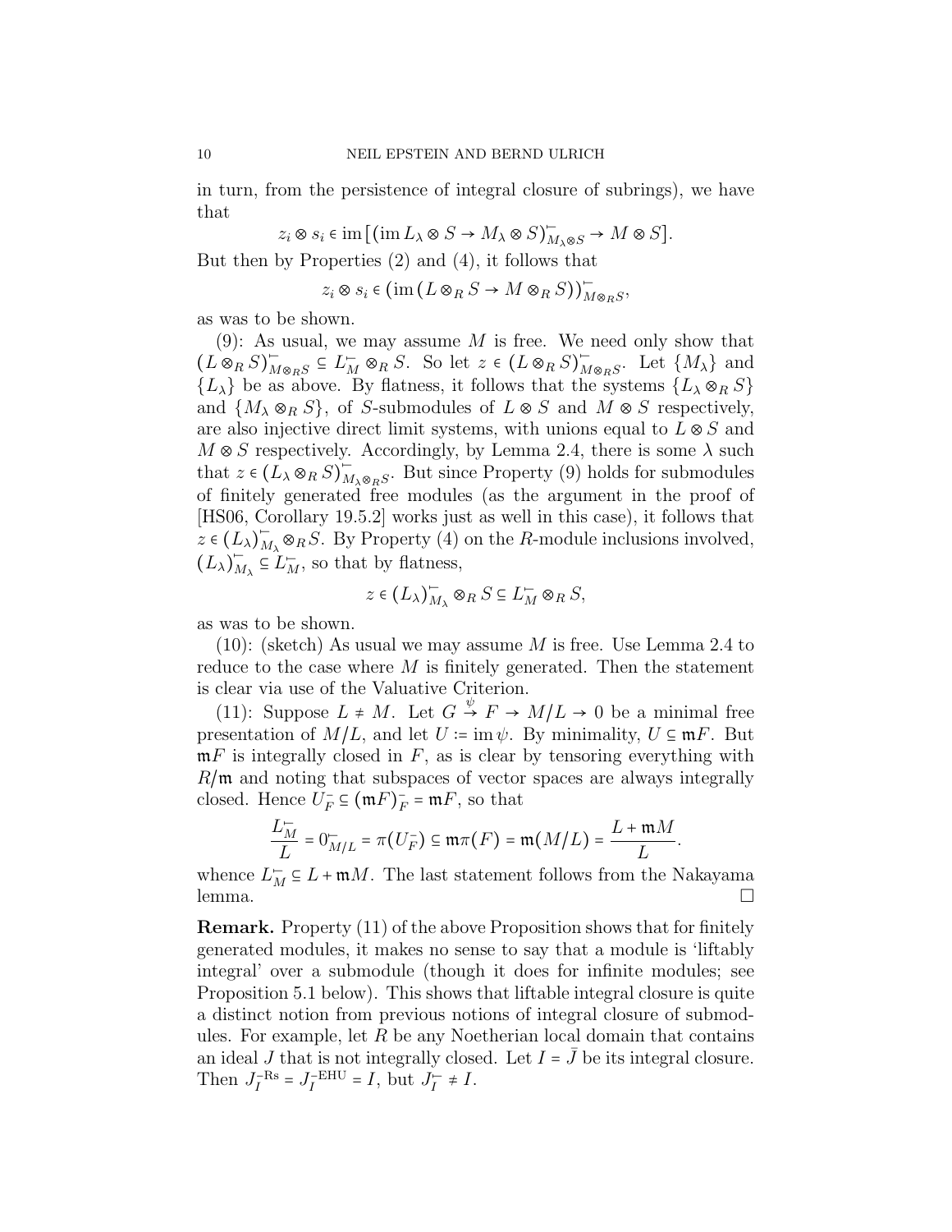in turn, from the persistence of integral closure of subrings), we have that

$$z_i \otimes s_i \in \operatorname{im}\left[(\operatorname{im} L_\lambda \otimes S \to M_\lambda \otimes S)^{\vdash}_{M_\lambda \otimes S} \to M \otimes S\right].$$

But then by Properties (2) and (4), it follows that

$$z_i \otimes s_i \in (\operatorname{im}(L \otimes_R S \to M \otimes_R S))^{\vdash}_{M \otimes_R S},$$

as was to be shown.

(9): As usual, we may assume $M$ is free. We need only show that $(L \otimes_R S)^{\vdash}_{M \otimes_R S} \subseteq L^{\vdash}_M \otimes_R S$. So let $z \in (L \otimes_R S)^{\vdash}_{M \otimes_R S}$. Let $\{M_\lambda\}$ and $\{L_\lambda\}$ be as above. By flatness, it follows that the systems $\{L_\lambda \otimes_R S\}$ and $\{M_\lambda \otimes_R S\}$, of $S$-submodules of $L \otimes S$ and $M \otimes S$ respectively, are also injective direct limit systems, with unions equal to $L \otimes S$ and $M \otimes S$ respectively. Accordingly, by Lemma 2.4, there is some $\lambda$ such that $z \in (L_\lambda \otimes_R S)^{\vdash}_{M_\lambda \otimes_R S}$. But since Property (9) holds for submodules of finitely generated free modules (as the argument in the proof of [HS06, Corollary 19.5.2] works just as well in this case), it follows that $z \in (L_\lambda)^{\vdash}_{M_\lambda} \otimes_R S$. By Property (4) on the $R$-module inclusions involved, $(L_\lambda)^{\vdash}_{M_\lambda} \subseteq L^{\vdash}_M$, so that by flatness,

$$z \in (L_\lambda)^{\vdash}_{M_\lambda} \otimes_R S \subseteq L^{\vdash}_M \otimes_R S,$$

as was to be shown.

(10): (sketch) As usual we may assume $M$ is free. Use Lemma 2.4 to reduce to the case where $M$ is finitely generated. Then the statement is clear via use of the Valuative Criterion.

(11): Suppose $L \neq M$. Let $G \xrightarrow{\psi} F \to M/L \to 0$ be a minimal free presentation of $M/L$, and let $U := \operatorname{im} \psi$. By minimality, $U \subseteq \mathfrak{m}F$. But $\mathfrak{m}F$ is integrally closed in $F$, as is clear by tensoring everything with $R/\mathfrak{m}$ and noting that subspaces of vector spaces are always integrally closed. Hence $U^{-}_F \subseteq (\mathfrak{m}F)^{-}_F = \mathfrak{m}F$, so that

$$\frac{L^{\vdash}_M}{L} = 0^{\vdash}_{M/L} = \pi(U^{-}_F) \subseteq \mathfrak{m}\pi(F) = \mathfrak{m}(M/L) = \frac{L + \mathfrak{m}M}{L}.$$

whence $L^{\vdash}_M \subseteq L + \mathfrak{m}M$. The last statement follows from the Nakayama lemma. $\square$

**Remark.** Property (11) of the above Proposition shows that for finitely generated modules, it makes no sense to say that a module is 'liftably integral' over a submodule (though it does for infinite modules; see Proposition 5.1 below). This shows that liftable integral closure is quite a distinct notion from previous notions of integral closure of submodules. For example, let $R$ be any Noetherian local domain that contains an ideal $J$ that is not integrally closed. Let $I = \bar{J}$ be its integral closure. Then $J^{-\mathrm{Rs}}_I = J^{-\mathrm{EHU}}_I = I$, but $J^{\vdash}_I \neq I$.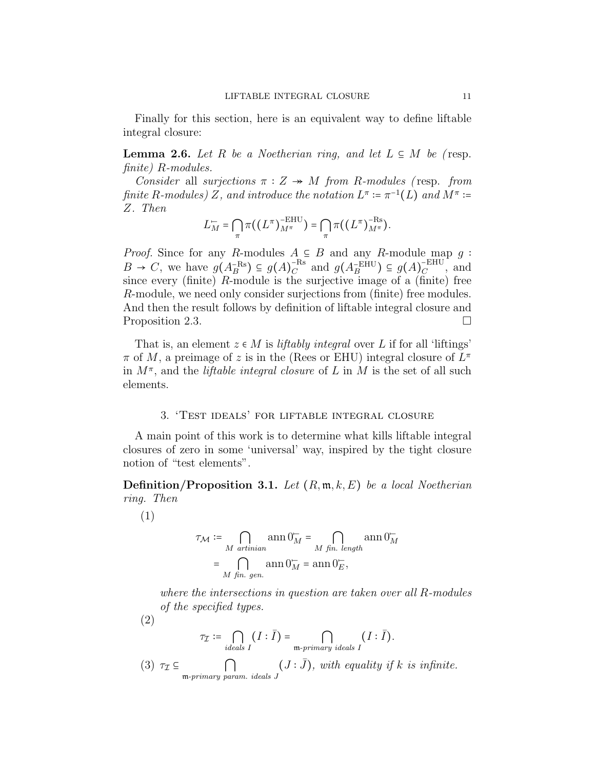Finally for this section, here is an equivalent way to define liftable integral closure:

**Lemma 2.6.** *Let $R$ be a Noetherian ring, and let $L \subseteq M$ be (*resp. *finite) $R$-modules.*

*Consider* all *surjections $\pi : Z \twoheadrightarrow M$ from $R$-modules (*resp. *from finite $R$-modules) $Z$, and introduce the notation $L^\pi := \pi^{-1}(L)$ and $M^\pi := Z$. Then*

$$L_M^{\leftharpoonup} = \bigcap_\pi \pi((L^\pi)^{-\mathrm{EHU}}_{M^\pi}) = \bigcap_\pi \pi((L^\pi)^{-\mathrm{Rs}}_{M^\pi}).$$

*Proof.* Since for any $R$-modules $A \subseteq B$ and any $R$-module map $g : B \to C$, we have $g(A_B^{-\mathrm{Rs}}) \subseteq g(A)_C^{-\mathrm{Rs}}$ and $g(A_B^{-\mathrm{EHU}}) \subseteq g(A)_C^{-\mathrm{EHU}}$, and since every (finite) $R$-module is the surjective image of a (finite) free $R$-module, we need only consider surjections from (finite) free modules. And then the result follows by definition of liftable integral closure and Proposition 2.3. □

That is, an element $z \in M$ is *liftably integral* over $L$ if for all 'liftings' $\pi$ of $M$, a preimage of $z$ is in the (Rees or EHU) integral closure of $L^\pi$ in $M^\pi$, and the *liftable integral closure* of $L$ in $M$ is the set of all such elements.

## 3. 'Test ideals' for liftable integral closure

A main point of this work is to determine what kills liftable integral closures of zero in some 'universal' way, inspired by the tight closure notion of "test elements".

**Definition/Proposition 3.1.** *Let $(R, \mathfrak{m}, k, E)$ be a local Noetherian ring. Then*

(1)
$$\begin{aligned}\tau_{\mathcal{M}} &:= \bigcap_{M \text{ artinian}} \operatorname{ann} 0_M^{\leftharpoonup} = \bigcap_{M \text{ fin. length}} \operatorname{ann} 0_M^{\leftharpoonup} \\ &= \bigcap_{M \text{ fin. gen.}} \operatorname{ann} 0_M^{\leftharpoonup} = \operatorname{ann} 0_E^{\leftharpoonup},\end{aligned}$$

*where the intersections in question are taken over all $R$-modules of the specified types.*

(2)
$$\tau_{\mathcal{I}} := \bigcap_{\text{ideals } I} (I : \bar{I}) = \bigcap_{\mathfrak{m}\text{-primary ideals } I} (I : \bar{I}).$$

(3) $\tau_{\mathcal{I}} \subseteq \displaystyle\bigcap_{\mathfrak{m}\text{-primary param. ideals } J} (J : \bar{J})$*, with equality if $k$ is infinite.*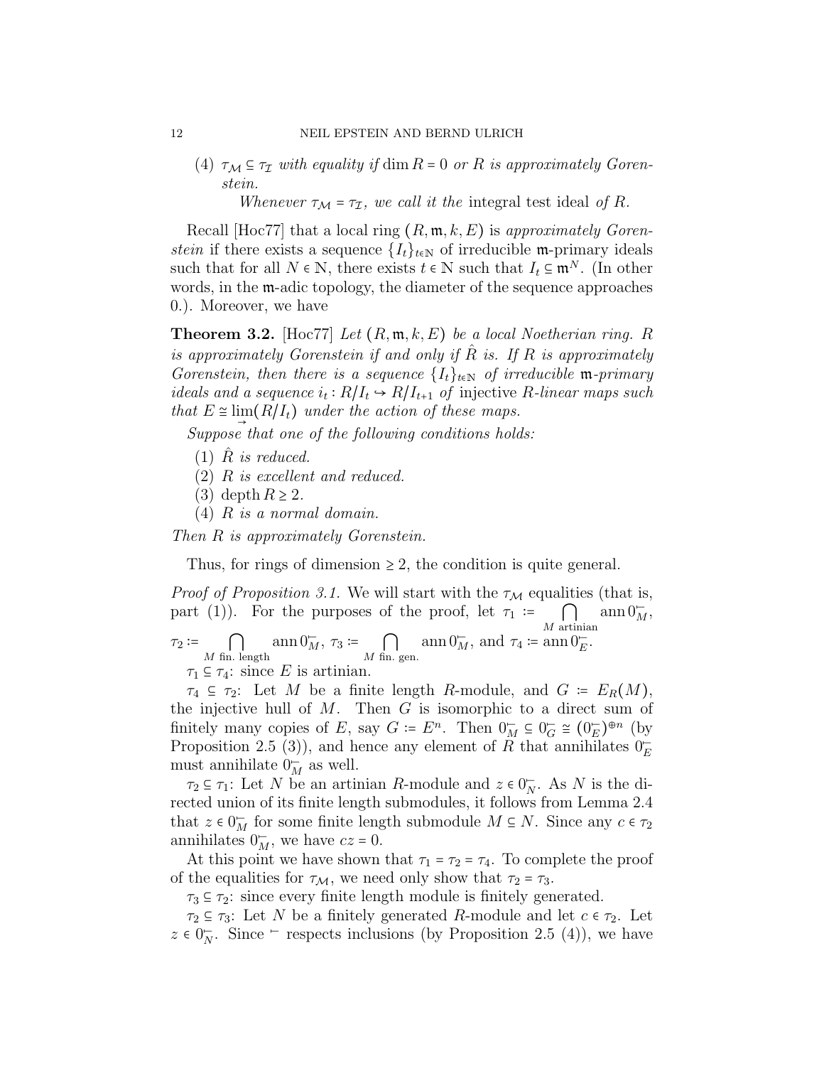(4) $\tau_{\mathcal{M}} \subseteq \tau_{\mathcal{I}}$ *with equality if* $\dim R = 0$ *or* $R$ *is approximately Gorenstein.*

*Whenever* $\tau_{\mathcal{M}} = \tau_{\mathcal{I}}$*, we call it the* integral test ideal *of* $R$.

Recall [Hoc77] that a local ring $(R, \mathfrak{m}, k, E)$ is *approximately Gorenstein* if there exists a sequence $\{I_t\}_{t \in \mathbb{N}}$ of irreducible $\mathfrak{m}$-primary ideals such that for all $N \in \mathbb{N}$, there exists $t \in \mathbb{N}$ such that $I_t \subseteq \mathfrak{m}^N$. (In other words, in the $\mathfrak{m}$-adic topology, the diameter of the sequence approaches 0.). Moreover, we have

**Theorem 3.2.** [Hoc77] *Let* $(R, \mathfrak{m}, k, E)$ *be a local Noetherian ring.* $R$ *is approximately Gorenstein if and only if* $\hat{R}$ *is. If* $R$ *is approximately Gorenstein, then there is a sequence* $\{I_t\}_{t \in \mathbb{N}}$ *of irreducible* $\mathfrak{m}$*-primary ideals and a sequence* $i_t : R/I_t \hookrightarrow R/I_{t+1}$ *of* injective *$R$-linear maps such that* $E \cong \varinjlim(R/I_t)$ *under the action of these maps.*

*Suppose that one of the following conditions holds:*

1. $\hat{R}$ *is reduced.*
2. $R$ *is excellent and reduced.*
3. $\operatorname{depth} R \geq 2$.
4. $R$ *is a normal domain.*

*Then* $R$ *is approximately Gorenstein.*

Thus, for rings of dimension $\geq 2$, the condition is quite general.

*Proof of Proposition 3.1.* We will start with the $\tau_{\mathcal{M}}$ equalities (that is, part (1)). For the purposes of the proof, let $\tau_1 := \bigcap_{M \text{ artinian}} \operatorname{ann} 0_M^{\vdash}$, $\tau_2 := \bigcap_{M \text{ fin. length}} \operatorname{ann} 0_M^{\vdash}$, $\tau_3 := \bigcap_{M \text{ fin. gen.}} \operatorname{ann} 0_M^{\vdash}$, and $\tau_4 := \operatorname{ann} 0_E^{\vdash}$.

$\tau_1 \subseteq \tau_4$: since $E$ is artinian.

$\tau_4 \subseteq \tau_2$: Let $M$ be a finite length $R$-module, and $G := E_R(M)$, the injective hull of $M$. Then $G$ is isomorphic to a direct sum of finitely many copies of $E$, say $G := E^n$. Then $0_M^{\vdash} \subseteq 0_G^{\vdash} \cong (0_E^{\vdash})^{\oplus n}$ (by Proposition 2.5 (3)), and hence any element of $R$ that annihilates $0_E^{\vdash}$ must annihilate $0_M^{\vdash}$ as well.

$\tau_2 \subseteq \tau_1$: Let $N$ be an artinian $R$-module and $z \in 0_N^{\vdash}$. As $N$ is the directed union of its finite length submodules, it follows from Lemma 2.4 that $z \in 0_M^{\vdash}$ for some finite length submodule $M \subseteq N$. Since any $c \in \tau_2$ annihilates $0_M^{\vdash}$, we have $cz = 0$.

At this point we have shown that $\tau_1 = \tau_2 = \tau_4$. To complete the proof of the equalities for $\tau_{\mathcal{M}}$, we need only show that $\tau_2 = \tau_3$.

$\tau_3 \subseteq \tau_2$: since every finite length module is finitely generated.

$\tau_2 \subseteq \tau_3$: Let $N$ be a finitely generated $R$-module and let $c \in \tau_2$. Let $z \in 0_N^{\vdash}$. Since $^{\vdash}$ respects inclusions (by Proposition 2.5 (4)), we have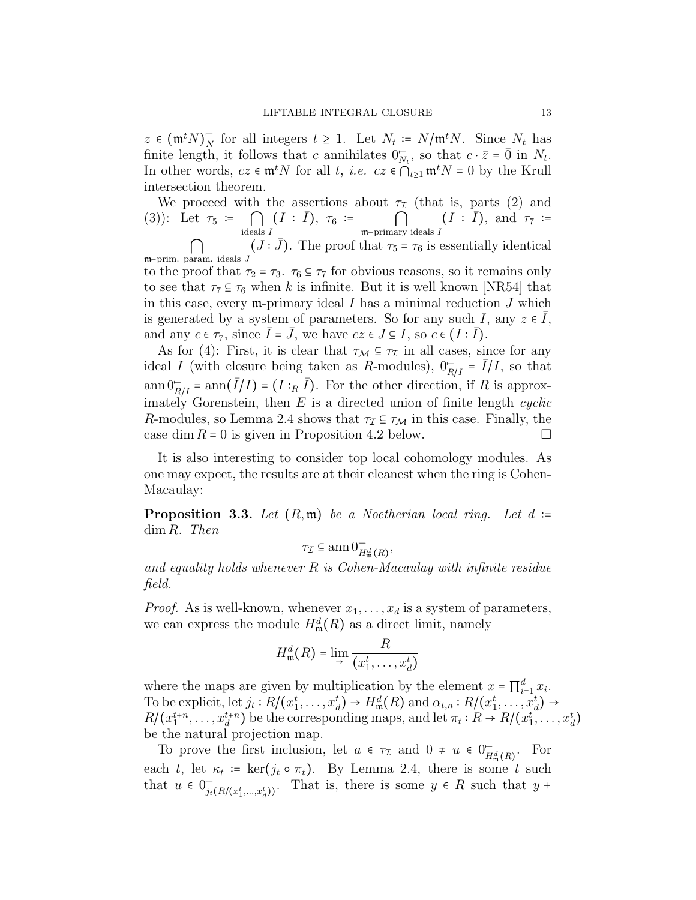$z \in (\mathfrak{m}^t N)^{-}_N$ for all integers $t \geq 1$. Let $N_t := N/\mathfrak{m}^t N$. Since $N_t$ has finite length, it follows that $c$ annihilates $0^{-}_{N_t}$, so that $c \cdot \bar{z} = \bar{0}$ in $N_t$. In other words, $cz \in \mathfrak{m}^t N$ for all $t$, *i.e.* $cz \in \bigcap_{t \geq 1} \mathfrak{m}^t N = 0$ by the Krull intersection theorem.

We proceed with the assertions about $\tau_{\mathcal{I}}$ (that is, parts (2) and (3)): Let $\tau_5 := \bigcap_{\text{ideals } I} (I : \bar{I})$, $\tau_6 := \bigcap_{\mathfrak{m}\text{–primary ideals } I} (I : \bar{I})$, and $\tau_7 := \bigcap_{\mathfrak{m}\text{–prim. param. ideals } J} (J : \bar{J})$. The proof that $\tau_5 = \tau_6$ is essentially identical to the proof that $\tau_2 = \tau_3$. $\tau_6 \subseteq \tau_7$ for obvious reasons, so it remains only to see that $\tau_7 \subseteq \tau_6$ when $k$ is infinite. But it is well known [NR54] that in this case, every $\mathfrak{m}$-primary ideal $I$ has a minimal reduction $J$ which is generated by a system of parameters. So for any such $I$, any $z \in \bar{I}$, and any $c \in \tau_7$, since $\bar{I} = \bar{J}$, we have $cz \in J \subseteq I$, so $c \in (I : \bar{I})$.

As for (4): First, it is clear that $\tau_{\mathcal{M}} \subseteq \tau_{\mathcal{I}}$ in all cases, since for any ideal $I$ (with closure being taken as $R$-modules), $0^{-}_{R/I} = \bar{I}/I$, so that $\operatorname{ann} 0^{-}_{R/I} = \operatorname{ann}(\bar{I}/I) = (I :_R \bar{I})$. For the other direction, if $R$ is approximately Gorenstein, then $E$ is a directed union of finite length *cyclic* $R$-modules, so Lemma 2.4 shows that $\tau_{\mathcal{I}} \subseteq \tau_{\mathcal{M}}$ in this case. Finally, the case $\dim R = 0$ is given in Proposition 4.2 below. $\square$

It is also interesting to consider top local cohomology modules. As one may expect, the results are at their cleanest when the ring is Cohen-Macaulay:

**Proposition 3.3.** *Let $(R, \mathfrak{m})$ be a Noetherian local ring. Let $d := \dim R$. Then*

$$\tau_{\mathcal{I}} \subseteq \operatorname{ann} 0^{-}_{H^d_{\mathfrak{m}}(R)},$$

*and equality holds whenever $R$ is Cohen-Macaulay with infinite residue field.*

*Proof.* As is well-known, whenever $x_1, \dots, x_d$ is a system of parameters, we can express the module $H^d_{\mathfrak{m}}(R)$ as a direct limit, namely

$$H^d_{\mathfrak{m}}(R) = \lim_{\to} \frac{R}{(x_1^t, \dots, x_d^t)}$$

where the maps are given by multiplication by the element $x = \prod_{i=1}^d x_i$. To be explicit, let $j_t : R/(x_1^t, \dots, x_d^t) \to H^d_{\mathfrak{m}}(R)$ and $\alpha_{t,n} : R/(x_1^t, \dots, x_d^t) \to R/(x_1^{t+n}, \dots, x_d^{t+n})$ be the corresponding maps, and let $\pi_t : R \to R/(x_1^t, \dots, x_d^t)$ be the natural projection map.

To prove the first inclusion, let $a \in \tau_{\mathcal{I}}$ and $0 \neq u \in 0^{-}_{H^d_{\mathfrak{m}}(R)}$. For each $t$, let $\kappa_t := \ker(j_t \circ \pi_t)$. By Lemma 2.4, there is some $t$ such that $u \in 0^{-}_{j_t(R/(x_1^t, \dots, x_d^t))}$. That is, there is some $y \in R$ such that $y +$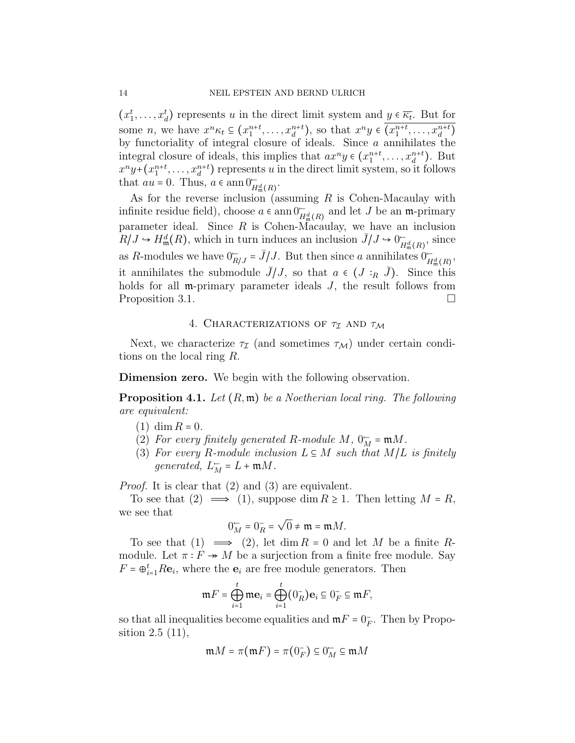$(x_1^t, \ldots, x_d^t)$ represents $u$ in the direct limit system and $y \in \overline{\kappa_t}$. But for some $n$, we have $x^n \kappa_t \subseteq (x_1^{n+t}, \ldots, x_d^{n+t})$, so that $x^n y \in \overline{(x_1^{n+t}, \ldots, x_d^{n+t})}$ by functoriality of integral closure of ideals. Since $a$ annihilates the integral closure of ideals, this implies that $a x^n y \in (x_1^{n+t}, \ldots, x_d^{n+t})$. But $x^n y + (x_1^{n+t}, \ldots, x_d^{n+t})$ represents $u$ in the direct limit system, so it follows that $au = 0$. Thus, $a \in \operatorname{ann} 0^{\leftharpoondown}_{H^d_{\mathfrak{m}}(R)}$.

As for the reverse inclusion (assuming $R$ is Cohen-Macaulay with infinite residue field), choose $a \in \operatorname{ann} 0^{\leftharpoondown}_{H^d_{\mathfrak{m}}(R)}$ and let $J$ be an $\mathfrak{m}$-primary parameter ideal. Since $R$ is Cohen-Macaulay, we have an inclusion $R/J \hookrightarrow H^d_{\mathfrak{m}}(R)$, which in turn induces an inclusion $\bar{J}/J \hookrightarrow 0^{\leftharpoondown}_{H^d_{\mathfrak{m}}(R)}$, since as $R$-modules we have $0^{\leftharpoondown}_{R/J} = \bar{J}/J$. But then since $a$ annihilates $0^{\leftharpoondown}_{H^d_{\mathfrak{m}}(R)}$, it annihilates the submodule $\bar{J}/J$, so that $a \in (J :_R \bar{J})$. Since this holds for all $\mathfrak{m}$-primary parameter ideals $J$, the result follows from Proposition 3.1. □

## 4. Characterizations of $\tau_{\mathcal{I}}$ and $\tau_{\mathcal{M}}$

Next, we characterize $\tau_{\mathcal{I}}$ (and sometimes $\tau_{\mathcal{M}}$) under certain conditions on the local ring $R$.

**Dimension zero.** We begin with the following observation.

**Proposition 4.1.** *Let $(R, \mathfrak{m})$ be a Noetherian local ring. The following are equivalent:*

1. $\dim R = 0$.
2. *For every finitely generated $R$-module $M$, $0^{\leftharpoondown}_M = \mathfrak{m}M$.*
3. *For every $R$-module inclusion $L \subseteq M$ such that $M/L$ is finitely generated, $L^{\leftharpoondown}_M = L + \mathfrak{m}M$.*

*Proof.* It is clear that (2) and (3) are equivalent.

To see that (2) $\implies$ (1), suppose $\dim R \geq 1$. Then letting $M = R$, we see that

$$0^{\leftharpoondown}_M = 0^-_R = \sqrt{0} \neq \mathfrak{m} = \mathfrak{m}M.$$

To see that (1) $\implies$ (2), let $\dim R = 0$ and let $M$ be a finite $R$-module. Let $\pi : F \twoheadrightarrow M$ be a surjection from a finite free module. Say $F = \oplus_{i=1}^t R\mathbf{e}_i$, where the $\mathbf{e}_i$ are free module generators. Then

$$\mathfrak{m}F = \bigoplus_{i=1}^t \mathfrak{m}\mathbf{e}_i = \bigoplus_{i=1}^t (0^-_R)\mathbf{e}_i \subseteq 0^-_F \subseteq \mathfrak{m}F,$$

so that all inequalities become equalities and $\mathfrak{m}F = 0^-_F$. Then by Proposition 2.5 (11),

$$\mathfrak{m}M = \pi(\mathfrak{m}F) = \pi(0^-_F) \subseteq 0^{\leftharpoondown}_M \subseteq \mathfrak{m}M$$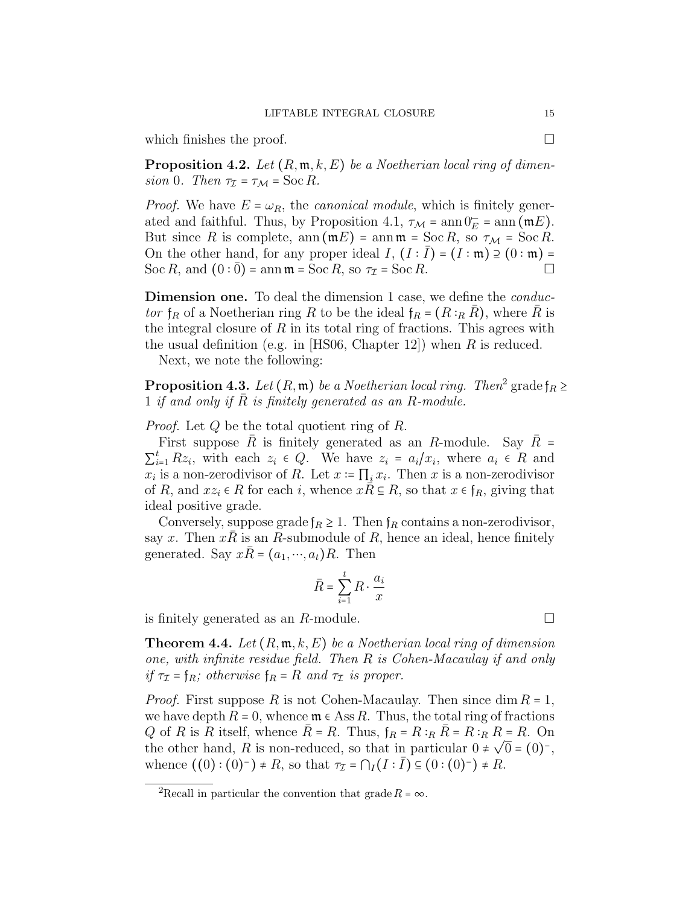which finishes the proof. ∎

**Proposition 4.2.** *Let $(R, \mathfrak{m}, k, E)$ be a Noetherian local ring of dimension 0. Then $\tau_{\mathcal{I}} = \tau_{\mathcal{M}} = \operatorname{Soc} R$.*

*Proof.* We have $E = \omega_R$, the *canonical module*, which is finitely generated and faithful. Thus, by Proposition 4.1, $\tau_{\mathcal{M}} = \operatorname{ann} 0_E^- = \operatorname{ann}(\mathfrak{m}E)$. But since $R$ is complete, $\operatorname{ann}(\mathfrak{m}E) = \operatorname{ann}\mathfrak{m} = \operatorname{Soc} R$, so $\tau_{\mathcal{M}} = \operatorname{Soc} R$. On the other hand, for any proper ideal $I$, $(I : \bar{I}) = (I : \mathfrak{m}) \supseteq (0 : \mathfrak{m}) = \operatorname{Soc} R$, and $(0 : \bar{0}) = \operatorname{ann}\mathfrak{m} = \operatorname{Soc} R$, so $\tau_{\mathcal{I}} = \operatorname{Soc} R$. ∎

**Dimension one.** To deal the dimension 1 case, we define the *conductor* $\mathfrak{f}_R$ of a Noetherian ring $R$ to be the ideal $\mathfrak{f}_R = (R :_R \bar{R})$, where $\bar{R}$ is the integral closure of $R$ in its total ring of fractions. This agrees with the usual definition (e.g. in [HS06, Chapter 12]) when $R$ is reduced.

Next, we note the following:

**Proposition 4.3.** *Let $(R, \mathfrak{m})$ be a Noetherian local ring. Then*[2] $\operatorname{grade}\mathfrak{f}_R \geq 1$ *if and only if $\bar{R}$ is finitely generated as an $R$-module.*

*Proof.* Let $Q$ be the total quotient ring of $R$.

First suppose $\bar{R}$ is finitely generated as an $R$-module. Say $\bar{R} = \sum_{i=1}^t Rz_i$, with each $z_i \in Q$. We have $z_i = a_i/x_i$, where $a_i \in R$ and $x_i$ is a non-zerodivisor of $R$. Let $x := \prod_i x_i$. Then $x$ is a non-zerodivisor of $R$, and $xz_i \in R$ for each $i$, whence $x\bar{R} \subseteq R$, so that $x \in \mathfrak{f}_R$, giving that ideal positive grade.

Conversely, suppose $\operatorname{grade}\mathfrak{f}_R \geq 1$. Then $\mathfrak{f}_R$ contains a non-zerodivisor, say $x$. Then $x\bar{R}$ is an $R$-submodule of $R$, hence an ideal, hence finitely generated. Say $x\bar{R} = (a_1, \cdots, a_t)R$. Then

$$\bar{R} = \sum_{i=1}^t R \cdot \frac{a_i}{x}$$

is finitely generated as an $R$-module. ∎

**Theorem 4.4.** *Let $(R, \mathfrak{m}, k, E)$ be a Noetherian local ring of dimension one, with infinite residue field. Then $R$ is Cohen-Macaulay if and only if $\tau_{\mathcal{I}} = \mathfrak{f}_R$; otherwise $\mathfrak{f}_R = R$ and $\tau_{\mathcal{I}}$ is proper.*

*Proof.* First suppose $R$ is not Cohen-Macaulay. Then since $\dim R = 1$, we have $\operatorname{depth} R = 0$, whence $\mathfrak{m} \in \operatorname{Ass} R$. Thus, the total ring of fractions $Q$ of $R$ is $R$ itself, whence $\bar{R} = R$. Thus, $\mathfrak{f}_R = R :_R \bar{R} = R :_R R = R$. On the other hand, $R$ is non-reduced, so that in particular $0 \neq \sqrt{0} = (0)^-$, whence $((0) : (0)^-) \neq R$, so that $\tau_{\mathcal{I}} = \bigcap_I (I : \bar{I}) \subseteq (0 : (0)^-) \neq R$.

---

[2] Recall in particular the convention that $\operatorname{grade} R = \infty$.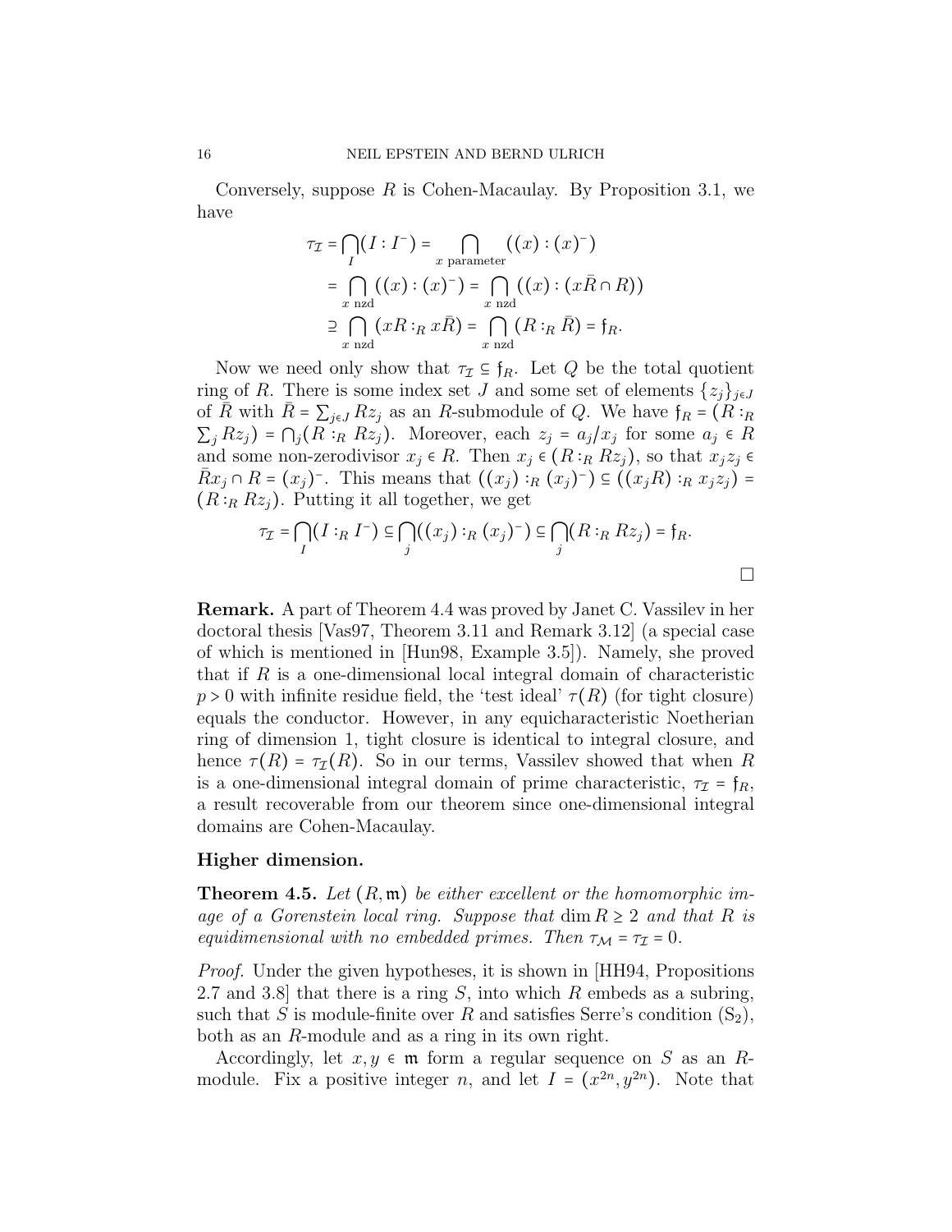Conversely, suppose $R$ is Cohen-Macaulay. By Proposition 3.1, we have

$$\begin{aligned}
\tau_{\mathcal{I}} &= \bigcap_I (I : I^-) = \bigcap_{x \text{ parameter}} ((x) : (x)^-) \\
&= \bigcap_{x \text{ nzd}} ((x) : (x)^-) = \bigcap_{x \text{ nzd}} ((x) : (x\bar{R} \cap R)) \\
&\supseteq \bigcap_{x \text{ nzd}} (xR :_R x\bar{R}) = \bigcap_{x \text{ nzd}} (R :_R \bar{R}) = \mathfrak{f}_R.
\end{aligned}$$

Now we need only show that $\tau_{\mathcal{I}} \subseteq \mathfrak{f}_R$. Let $Q$ be the total quotient ring of $R$. There is some index set $J$ and some set of elements $\{z_j\}_{j \in J}$ of $\bar{R}$ with $\bar{R} = \sum_{j \in J} Rz_j$ as an $R$-submodule of $Q$. We have $\mathfrak{f}_R = (R :_R \sum_j Rz_j) = \bigcap_j (R :_R Rz_j)$. Moreover, each $z_j = a_j / x_j$ for some $a_j \in R$ and some non-zerodivisor $x_j \in R$. Then $x_j \in (R :_R Rz_j)$, so that $x_j z_j \in \bar{R}x_j \cap R = (x_j)^-$. This means that $((x_j) :_R (x_j)^-) \subseteq ((x_j R) :_R x_j z_j) = (R :_R Rz_j)$. Putting it all together, we get

$$\tau_{\mathcal{I}} = \bigcap_I (I :_R I^-) \subseteq \bigcap_j ((x_j) :_R (x_j)^-) \subseteq \bigcap_j (R :_R Rz_j) = \mathfrak{f}_R.$$

□

**Remark.** A part of Theorem 4.4 was proved by Janet C. Vassilev in her doctoral thesis [Vas97, Theorem 3.11 and Remark 3.12] (a special case of which is mentioned in [Hun98, Example 3.5]). Namely, she proved that if $R$ is a one-dimensional local integral domain of characteristic $p > 0$ with infinite residue field, the 'test ideal' $\tau(R)$ (for tight closure) equals the conductor. However, in any equicharacteristic Noetherian ring of dimension 1, tight closure is identical to integral closure, and hence $\tau(R) = \tau_{\mathcal{I}}(R)$. So in our terms, Vassilev showed that when $R$ is a one-dimensional integral domain of prime characteristic, $\tau_{\mathcal{I}} = \mathfrak{f}_R$, a result recoverable from our theorem since one-dimensional integral domains are Cohen-Macaulay.

**Higher dimension.**

**Theorem 4.5.** *Let $(R, \mathfrak{m})$ be either excellent or the homomorphic image of a Gorenstein local ring. Suppose that $\dim R \geq 2$ and that $R$ is equidimensional with no embedded primes. Then $\tau_{\mathcal{M}} = \tau_{\mathcal{I}} = 0$.*

*Proof.* Under the given hypotheses, it is shown in [HH94, Propositions 2.7 and 3.8] that there is a ring $S$, into which $R$ embeds as a subring, such that $S$ is module-finite over $R$ and satisfies Serre's condition $(S_2)$, both as an $R$-module and as a ring in its own right.

Accordingly, let $x, y \in \mathfrak{m}$ form a regular sequence on $S$ as an $R$-module. Fix a positive integer $n$, and let $I = (x^{2n}, y^{2n})$. Note that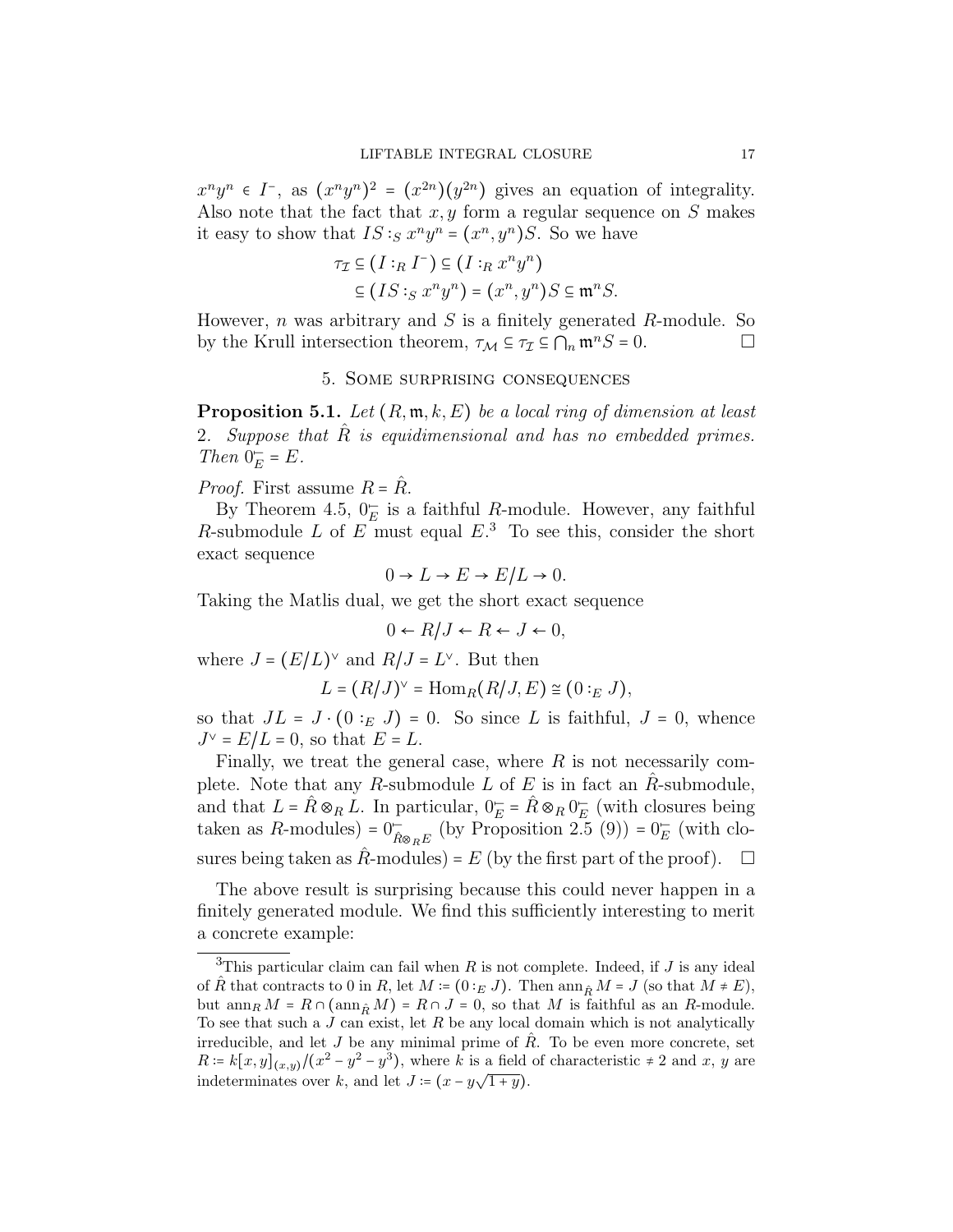$x^n y^n \in I^-$, as $(x^n y^n)^2 = (x^{2n})(y^{2n})$ gives an equation of integrality. Also note that the fact that $x, y$ form a regular sequence on $S$ makes it easy to show that $IS :_S x^n y^n = (x^n, y^n)S$. So we have

$$\begin{aligned}\tau_{\mathcal{I}} &\subseteq (I :_R I^-) \subseteq (I :_R x^n y^n) \\ &\subseteq (IS :_S x^n y^n) = (x^n, y^n)S \subseteq \mathfrak{m}^n S.\end{aligned}$$

However, $n$ was arbitrary and $S$ is a finitely generated $R$-module. So by the Krull intersection theorem, $\tau_{\mathcal{M}} \subseteq \tau_{\mathcal{I}} \subseteq \bigcap_n \mathfrak{m}^n S = 0$. □

## 5. Some surprising consequences

**Proposition 5.1.** *Let $(R, \mathfrak{m}, k, E)$ be a local ring of dimension at least 2. Suppose that $\hat{R}$ is equidimensional and has no embedded primes. Then $0_E^- = E$.*

*Proof.* First assume $R = \hat{R}$.

By Theorem 4.5, $0_E^-$ is a faithful $R$-module. However, any faithful $R$-submodule $L$ of $E$ must equal $E$.[3] To see this, consider the short exact sequence

$$0 \to L \to E \to E/L \to 0.$$

Taking the Matlis dual, we get the short exact sequence

$$0 \leftarrow R/J \leftarrow R \leftarrow J \leftarrow 0,$$

where $J = (E/L)^\vee$ and $R/J = L^\vee$. But then

$$L = (R/J)^\vee = \mathrm{Hom}_R(R/J, E) \cong (0 :_E J),$$

so that $JL = J \cdot (0 :_E J) = 0$. So since $L$ is faithful, $J = 0$, whence $J^\vee = E/L = 0$, so that $E = L$.

Finally, we treat the general case, where $R$ is not necessarily complete. Note that any $R$-submodule $L$ of $E$ is in fact an $\hat{R}$-submodule, and that $L = \hat{R} \otimes_R L$. In particular, $0_E^- = \hat{R} \otimes_R 0_E^-$ (with closures being taken as $R$-modules) $= 0^-_{\hat{R} \otimes_R E}$ (by Proposition 2.5 (9)) $= 0_E^-$ (with closures being taken as $\hat{R}$-modules) $= E$ (by the first part of the proof). □

The above result is surprising because this could never happen in a finitely generated module. We find this sufficiently interesting to merit a concrete example:

[3]This particular claim can fail when $R$ is not complete. Indeed, if $J$ is any ideal of $\hat{R}$ that contracts to 0 in $R$, let $M := (0 :_E J)$. Then $\mathrm{ann}_{\hat{R}} M = J$ (so that $M \neq E$), but $\mathrm{ann}_R M = R \cap (\mathrm{ann}_{\hat{R}} M) = R \cap J = 0$, so that $M$ is faithful as an $R$-module. To see that such a $J$ can exist, let $R$ be any local domain which is not analytically irreducible, and let $J$ be any minimal prime of $\hat{R}$. To be even more concrete, set $R := k[x, y]_{(x,y)}/(x^2 - y^2 - y^3)$, where $k$ is a field of characteristic $\neq 2$ and $x$, $y$ are indeterminates over $k$, and let $J := (x - y\sqrt{1 + y})$.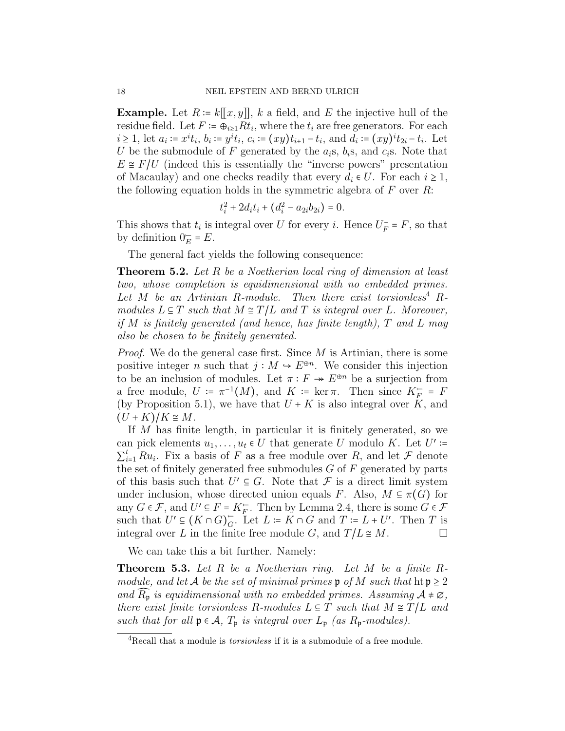**Example.** Let $R := k[[x,y]]$, $k$ a field, and $E$ the injective hull of the residue field. Let $F := \oplus_{i \geq 1} Rt_i$, where the $t_i$ are free generators. For each $i \geq 1$, let $a_i := x^i t_i$, $b_i := y^i t_i$, $c_i := (xy)t_{i+1} - t_i$, and $d_i := (xy)^i t_{2i} - t_i$. Let $U$ be the submodule of $F$ generated by the $a_i$s, $b_i$s, and $c_i$s. Note that $E \cong F/U$ (indeed this is essentially the "inverse powers" presentation of Macaulay) and one checks readily that every $d_i \in U$. For each $i \geq 1$, the following equation holds in the symmetric algebra of $F$ over $R$:

$$t_i^2 + 2d_i t_i + (d_i^2 - a_{2i} b_{2i}) = 0.$$

This shows that $t_i$ is integral over $U$ for every $i$. Hence $U_F^- = F$, so that by definition $0_E^- = E$.

The general fact yields the following consequence:

**Theorem 5.2.** *Let $R$ be a Noetherian local ring of dimension at least two, whose completion is equidimensional with no embedded primes. Let $M$ be an Artinian $R$-module. Then there exist torsionless[4] $R$-modules $L \subseteq T$ such that $M \cong T/L$ and $T$ is integral over $L$. Moreover, if $M$ is finitely generated (and hence, has finite length), $T$ and $L$ may also be chosen to be finitely generated.*

*Proof.* We do the general case first. Since $M$ is Artinian, there is some positive integer $n$ such that $j : M \hookrightarrow E^{\oplus n}$. We consider this injection to be an inclusion of modules. Let $\pi : F \twoheadrightarrow E^{\oplus n}$ be a surjection from a free module, $U := \pi^{-1}(M)$, and $K := \ker \pi$. Then since $K_F^- = F$ (by Proposition 5.1), we have that $U + K$ is also integral over $K$, and $(U+K)/K \cong M$.

If $M$ has finite length, in particular it is finitely generated, so we can pick elements $u_1, \dots, u_t \in U$ that generate $U$ modulo $K$. Let $U' := \sum_{i=1}^t Ru_i$. Fix a basis of $F$ as a free module over $R$, and let $\mathcal{F}$ denote the set of finitely generated free submodules $G$ of $F$ generated by parts of this basis such that $U' \subseteq G$. Note that $\mathcal{F}$ is a direct limit system under inclusion, whose directed union equals $F$. Also, $M \subseteq \pi(G)$ for any $G \in \mathcal{F}$, and $U' \subseteq F = K_F^-$. Then by Lemma 2.4, there is some $G \in \mathcal{F}$ such that $U' \subseteq (K \cap G)_G^-$. Let $L := K \cap G$ and $T := L + U'$. Then $T$ is integral over $L$ in the finite free module $G$, and $T/L \cong M$. $\square$

We can take this a bit further. Namely:

**Theorem 5.3.** *Let $R$ be a Noetherian ring. Let $M$ be a finite $R$-module, and let $\mathcal{A}$ be the set of minimal primes $\mathfrak{p}$ of $M$ such that $\operatorname{ht} \mathfrak{p} \geq 2$ and $\widehat{R_\mathfrak{p}}$ is equidimensional with no embedded primes. Assuming $\mathcal{A} \neq \varnothing$, there exist finite torsionless $R$-modules $L \subseteq T$ such that $M \cong T/L$ and such that for all $\mathfrak{p} \in \mathcal{A}$, $T_\mathfrak{p}$ is integral over $L_\mathfrak{p}$ (as $R_\mathfrak{p}$-modules).*

---

[4]Recall that a module is *torsionless* if it is a submodule of a free module.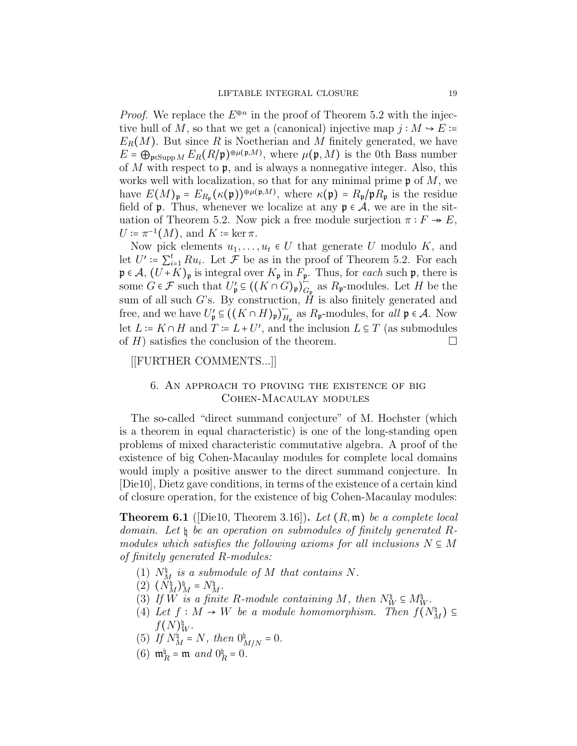*Proof.* We replace the $E^{\oplus n}$ in the proof of Theorem 5.2 with the injective hull of $M$, so that we get a (canonical) injective map $j : M \hookrightarrow E := E_R(M)$. But since $R$ is Noetherian and $M$ finitely generated, we have $E = \bigoplus_{\mathfrak{p} \in \operatorname{Supp} M} E_R(R/\mathfrak{p})^{\oplus \mu(\mathfrak{p}, M)}$, where $\mu(\mathfrak{p}, M)$ is the 0th Bass number of $M$ with respect to $\mathfrak{p}$, and is always a nonnegative integer. Also, this works well with localization, so that for any minimal prime $\mathfrak{p}$ of $M$, we have $E(M)_\mathfrak{p} = E_{R_\mathfrak{p}}(\kappa(\mathfrak{p}))^{\oplus \mu(\mathfrak{p}, M)}$, where $\kappa(\mathfrak{p}) = R_\mathfrak{p}/\mathfrak{p}R_\mathfrak{p}$ is the residue field of $\mathfrak{p}$. Thus, whenever we localize at any $\mathfrak{p} \in \mathcal{A}$, we are in the situation of Theorem 5.2. Now pick a free module surjection $\pi : F \twoheadrightarrow E$, $U := \pi^{-1}(M)$, and $K := \ker \pi$.

Now pick elements $u_1, \dots, u_t \in U$ that generate $U$ modulo $K$, and let $U' := \sum_{i=1}^t Ru_i$. Let $\mathcal{F}$ be as in the proof of Theorem 5.2. For each $\mathfrak{p} \in \mathcal{A}$, $(U + K)_\mathfrak{p}$ is integral over $K_\mathfrak{p}$ in $F_\mathfrak{p}$. Thus, for *each* such $\mathfrak{p}$, there is some $G \in \mathcal{F}$ such that $U'_\mathfrak{p} \subseteq ((K \cap G)_\mathfrak{p})^{-}_{G_\mathfrak{p}}$ as $R_\mathfrak{p}$-modules. Let $H$ be the sum of all such $G$'s. By construction, $H$ is also finitely generated and free, and we have $U'_\mathfrak{p} \subseteq ((K \cap H)_\mathfrak{p})^{-}_{H_\mathfrak{p}}$ as $R_\mathfrak{p}$-modules, for *all* $\mathfrak{p} \in \mathcal{A}$. Now let $L := K \cap H$ and $T := L + U'$, and the inclusion $L \subseteq T$ (as submodules of $H$) satisfies the conclusion of the theorem. ∎

[[FURTHER COMMENTS...]]

## 6. An approach to proving the existence of big Cohen-Macaulay modules

The so-called "direct summand conjecture" of M. Hochster (which is a theorem in equal characteristic) is one of the long-standing open problems of mixed characteristic commutative algebra. A proof of the existence of big Cohen-Macaulay modules for complete local domains would imply a positive answer to the direct summand conjecture. In [Die10], Dietz gave conditions, in terms of the existence of a certain kind of closure operation, for the existence of big Cohen-Macaulay modules:

**Theorem 6.1** ([Die10, Theorem 3.16])**.** *Let $(R, \mathfrak{m})$ be a complete local domain. Let $\natural$ be an operation on submodules of finitely generated $R$-modules which satisfies the following axioms for all inclusions $N \subseteq M$ of finitely generated $R$-modules:*

1. *$N^\natural_M$ is a submodule of $M$ that contains $N$.*
2. *$(N^\natural_M)^\natural_M = N^\natural_M$.*
3. *If $W$ is a finite $R$-module containing $M$, then $N^\natural_W \subseteq M^\natural_W$.*
4. *Let $f : M \to W$ be a module homomorphism. Then $f(N^\natural_M) \subseteq f(N)^\natural_W$.*
5. *If $N^\natural_M = N$, then $0^\natural_{M/N} = 0$.*
6. *$\mathfrak{m}^\natural_R = \mathfrak{m}$ and $0^\natural_R = 0$.*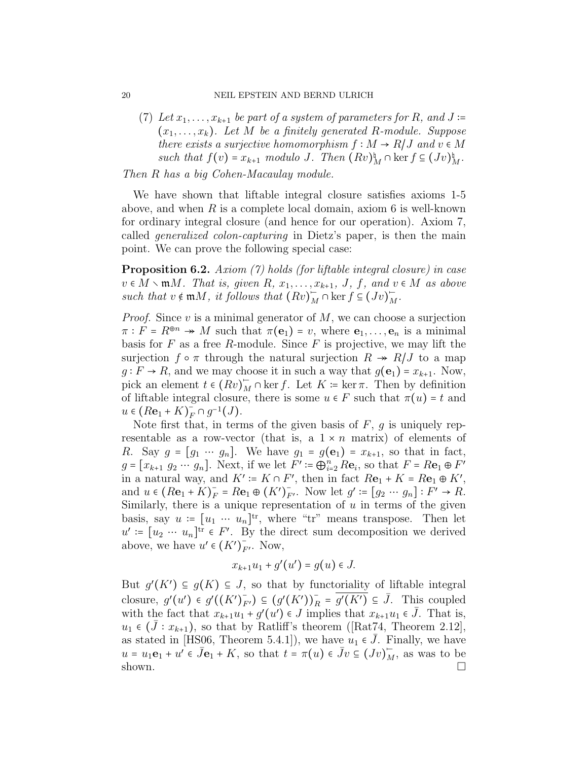(7) *Let $x_1, \ldots, x_{k+1}$ be part of a system of parameters for $R$, and $J := (x_1, \ldots, x_k)$. Let $M$ be a finitely generated $R$-module. Suppose there exists a surjective homomorphism $f : M \to R/J$ and $v \in M$ such that $f(v) = x_{k+1}$ modulo $J$. Then $(Rv)^{\natural}_M \cap \ker f \subseteq (Jv)^{\natural}_M$.*

*Then $R$ has a big Cohen-Macaulay module.*

We have shown that liftable integral closure satisfies axioms 1-5 above, and when $R$ is a complete local domain, axiom 6 is well-known for ordinary integral closure (and hence for our operation). Axiom 7, called *generalized colon-capturing* in Dietz's paper, is then the main point. We can prove the following special case:

**Proposition 6.2.** *Axiom (7) holds (for liftable integral closure) in case $v \in M \smallsetminus \mathfrak{m}M$. That is, given $R$, $x_1, \ldots, x_{k+1}$, $J$, $f$, and $v \in M$ as above such that $v \notin \mathfrak{m}M$, it follows that $(Rv)^{\leftharpoonup}_M \cap \ker f \subseteq (Jv)^{\leftharpoonup}_M$.*

*Proof.* Since $v$ is a minimal generator of $M$, we can choose a surjection $\pi : F = R^{\oplus n} \twoheadrightarrow M$ such that $\pi(\mathbf{e}_1) = v$, where $\mathbf{e}_1, \ldots, \mathbf{e}_n$ is a minimal basis for $F$ as a free $R$-module. Since $F$ is projective, we may lift the surjection $f \circ \pi$ through the natural surjection $R \twoheadrightarrow R/J$ to a map $g : F \to R$, and we may choose it in such a way that $g(\mathbf{e}_1) = x_{k+1}$. Now, pick an element $t \in (Rv)^{\leftharpoonup}_M \cap \ker f$. Let $K := \ker \pi$. Then by definition of liftable integral closure, there is some $u \in F$ such that $\pi(u) = t$ and $u \in (R\mathbf{e}_1 + K)^{-}_F \cap g^{-1}(J)$.

Note first that, in terms of the given basis of $F$, $g$ is uniquely representable as a row-vector (that is, a $1 \times n$ matrix) of elements of $R$. Say $g = [g_1 \cdots g_n]$. We have $g_1 = g(\mathbf{e}_1) = x_{k+1}$, so that in fact, $g = [x_{k+1}\ g_2 \cdots g_n]$. Next, if we let $F' := \bigoplus_{i=2}^n R\mathbf{e}_i$, so that $F = R\mathbf{e}_1 \oplus F'$ in a natural way, and $K' := K \cap F'$, then in fact $R\mathbf{e}_1 + K = R\mathbf{e}_1 \oplus K'$, and $u \in (R\mathbf{e}_1 + K)^{-}_F = R\mathbf{e}_1 \oplus (K')^{-}_{F'}$. Now let $g' := [g_2 \cdots g_n] : F' \to R$. Similarly, there is a unique representation of $u$ in terms of the given basis, say $u := [u_1 \cdots u_n]^{\text{tr}}$, where "tr" means transpose. Then let $u' := [u_2 \cdots u_n]^{\text{tr}} \in F'$. By the direct sum decomposition we derived above, we have $u' \in (K')^{-}_{F'}$. Now,

$$x_{k+1}u_1 + g'(u') = g(u) \in J.$$

But $g'(K') \subseteq g(K) \subseteq J$, so that by functoriality of liftable integral closure, $g'(u') \in g'((K')^{-}_{F'}) \subseteq (g'(K'))^{-}_R = \overline{g'(K')} \subseteq \bar{J}$. This coupled with the fact that $x_{k+1}u_1 + g'(u') \in J$ implies that $x_{k+1}u_1 \in \bar{J}$. That is, $u_1 \in (\bar{J} : x_{k+1})$, so that by Ratliff's theorem ([Rat74, Theorem 2.12], as stated in [HS06, Theorem 5.4.1]), we have $u_1 \in \bar{J}$. Finally, we have $u = u_1\mathbf{e}_1 + u' \in \bar{J}\mathbf{e}_1 + K$, so that $t = \pi(u) \in \bar{J}v \subseteq (Jv)^{\leftharpoonup}_M$, as was to be shown. $\square$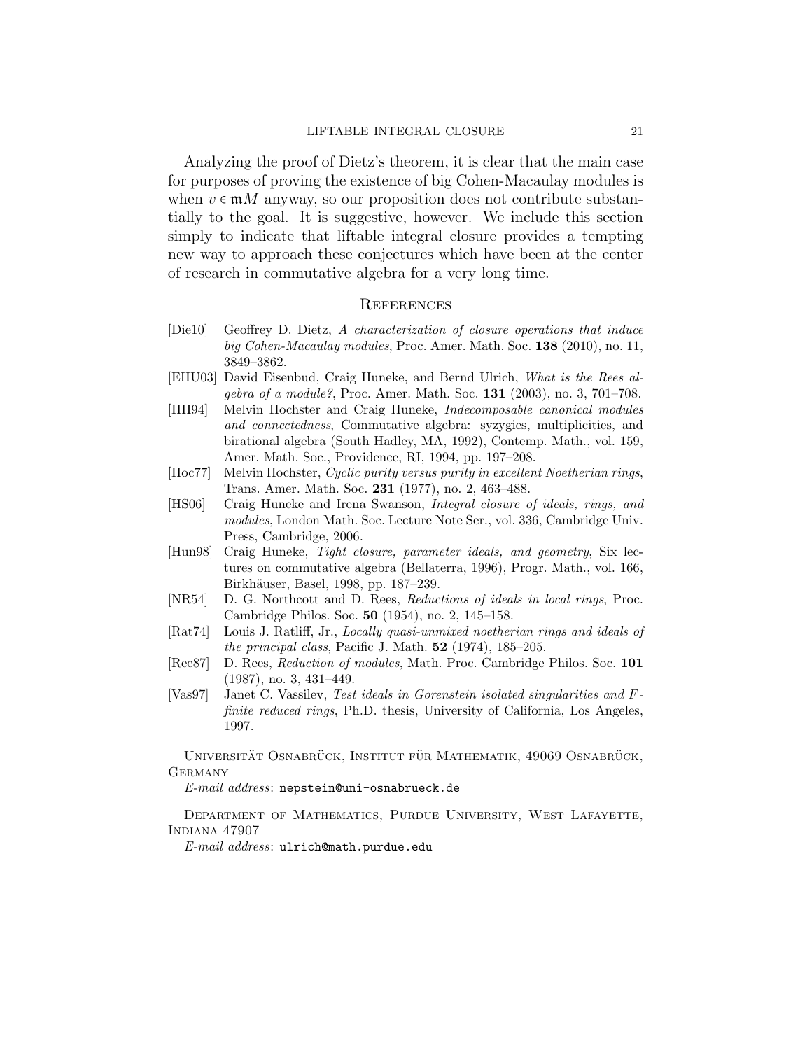Analyzing the proof of Dietz's theorem, it is clear that the main case for purposes of proving the existence of big Cohen-Macaulay modules is when $v \in \mathfrak{m}M$ anyway, so our proposition does not contribute substantially to the goal. It is suggestive, however. We include this section simply to indicate that liftable integral closure provides a tempting new way to approach these conjectures which have been at the center of research in commutative algebra for a very long time.

## References

[Die10] Geoffrey D. Dietz, *A characterization of closure operations that induce big Cohen-Macaulay modules*, Proc. Amer. Math. Soc. **138** (2010), no. 11, 3849–3862.

[EHU03] David Eisenbud, Craig Huneke, and Bernd Ulrich, *What is the Rees algebra of a module?*, Proc. Amer. Math. Soc. **131** (2003), no. 3, 701–708.

[HH94] Melvin Hochster and Craig Huneke, *Indecomposable canonical modules and connectedness*, Commutative algebra: syzygies, multiplicities, and birational algebra (South Hadley, MA, 1992), Contemp. Math., vol. 159, Amer. Math. Soc., Providence, RI, 1994, pp. 197–208.

[Hoc77] Melvin Hochster, *Cyclic purity versus purity in excellent Noetherian rings*, Trans. Amer. Math. Soc. **231** (1977), no. 2, 463–488.

[HS06] Craig Huneke and Irena Swanson, *Integral closure of ideals, rings, and modules*, London Math. Soc. Lecture Note Ser., vol. 336, Cambridge Univ. Press, Cambridge, 2006.

[Hun98] Craig Huneke, *Tight closure, parameter ideals, and geometry*, Six lectures on commutative algebra (Bellaterra, 1996), Progr. Math., vol. 166, Birkhäuser, Basel, 1998, pp. 187–239.

[NR54] D. G. Northcott and D. Rees, *Reductions of ideals in local rings*, Proc. Cambridge Philos. Soc. **50** (1954), no. 2, 145–158.

[Rat74] Louis J. Ratliff, Jr., *Locally quasi-unmixed noetherian rings and ideals of the principal class*, Pacific J. Math. **52** (1974), 185–205.

[Ree87] D. Rees, *Reduction of modules*, Math. Proc. Cambridge Philos. Soc. **101** (1987), no. 3, 431–449.

[Vas97] Janet C. Vassilev, *Test ideals in Gorenstein isolated singularities and $F$-finite reduced rings*, Ph.D. thesis, University of California, Los Angeles, 1997.

Universität Osnabrück, Institut für Mathematik, 49069 Osnabrück, Germany

*E-mail address*: nepstein@uni-osnabrueck.de

Department of Mathematics, Purdue University, West Lafayette, Indiana 47907

*E-mail address*: ulrich@math.purdue.edu